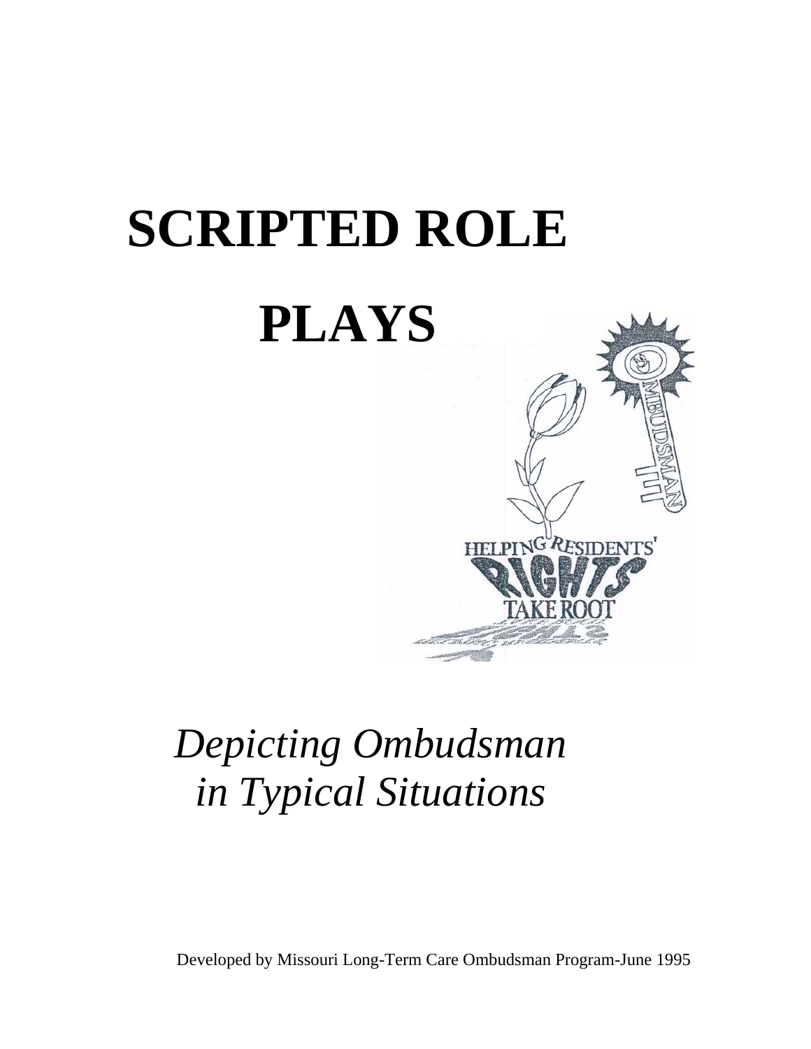# SCRIPTED ROLE PLAYS

*Depicting Ombudsman in Typical Situations*

Developed by Missouri Long-Term Care Ombudsman Program-June 1995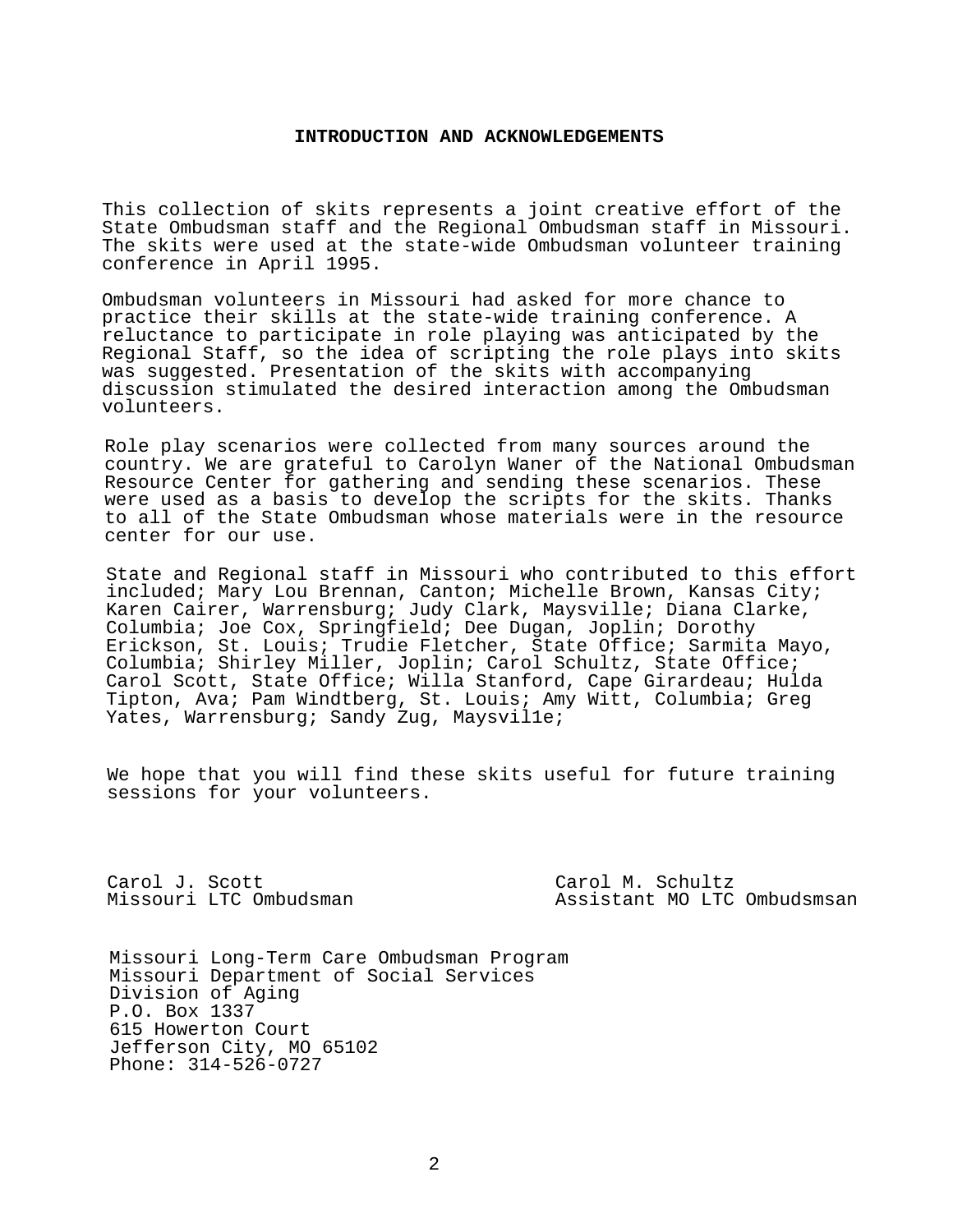## INTRODUCTION AND ACKNOWLEDGEMENTS

This collection of skits represents a joint creative effort of the State Ombudsman staff and the Regional Ombudsman staff in Missouri. The skits were used at the state-wide Ombudsman volunteer training conference in April 1995.

Ombudsman volunteers in Missouri had asked for more chance to practice their skills at the state-wide training conference. A reluctance to participate in role playing was anticipated by the Regional Staff, so the idea of scripting the role plays into skits was suggested. Presentation of the skits with accompanying discussion stimulated the desired interaction among the Ombudsman volunteers.

Role play scenarios were collected from many sources around the country. We are grateful to Carolyn Waner of the National Ombudsman Resource Center for gathering and sending these scenarios. These were used as a basis to develop the scripts for the skits. Thanks to all of the State Ombudsman whose materials were in the resource center for our use.

State and Regional staff in Missouri who contributed to this effort included; Mary Lou Brennan, Canton; Michelle Brown, Kansas City; Karen Cairer, Warrensburg; Judy Clark, Maysville; Diana Clarke, Columbia; Joe Cox, Springfield; Dee Dugan, Joplin; Dorothy Erickson, St. Louis; Trudie Fletcher, State Office; Sarmita Mayo, Columbia; Shirley Miller, Joplin; Carol Schultz, State Office; Carol Scott, State Office; Willa Stanford, Cape Girardeau; Hulda Tipton, Ava; Pam Windtberg, St. Louis; Amy Witt, Columbia; Greg Yates, Warrensburg; Sandy Zug, Maysvil1e;

We hope that you will find these skits useful for future training sessions for your volunteers.

Carol J. Scott
Missouri LTC Ombudsman

Carol M. Schultz
Assistant MO LTC Ombudsmsan

Missouri Long-Term Care Ombudsman Program
Missouri Department of Social Services
Division of Aging
P.O. Box 1337
615 Howerton Court
Jefferson City, MO 65102
Phone: 314-526-0727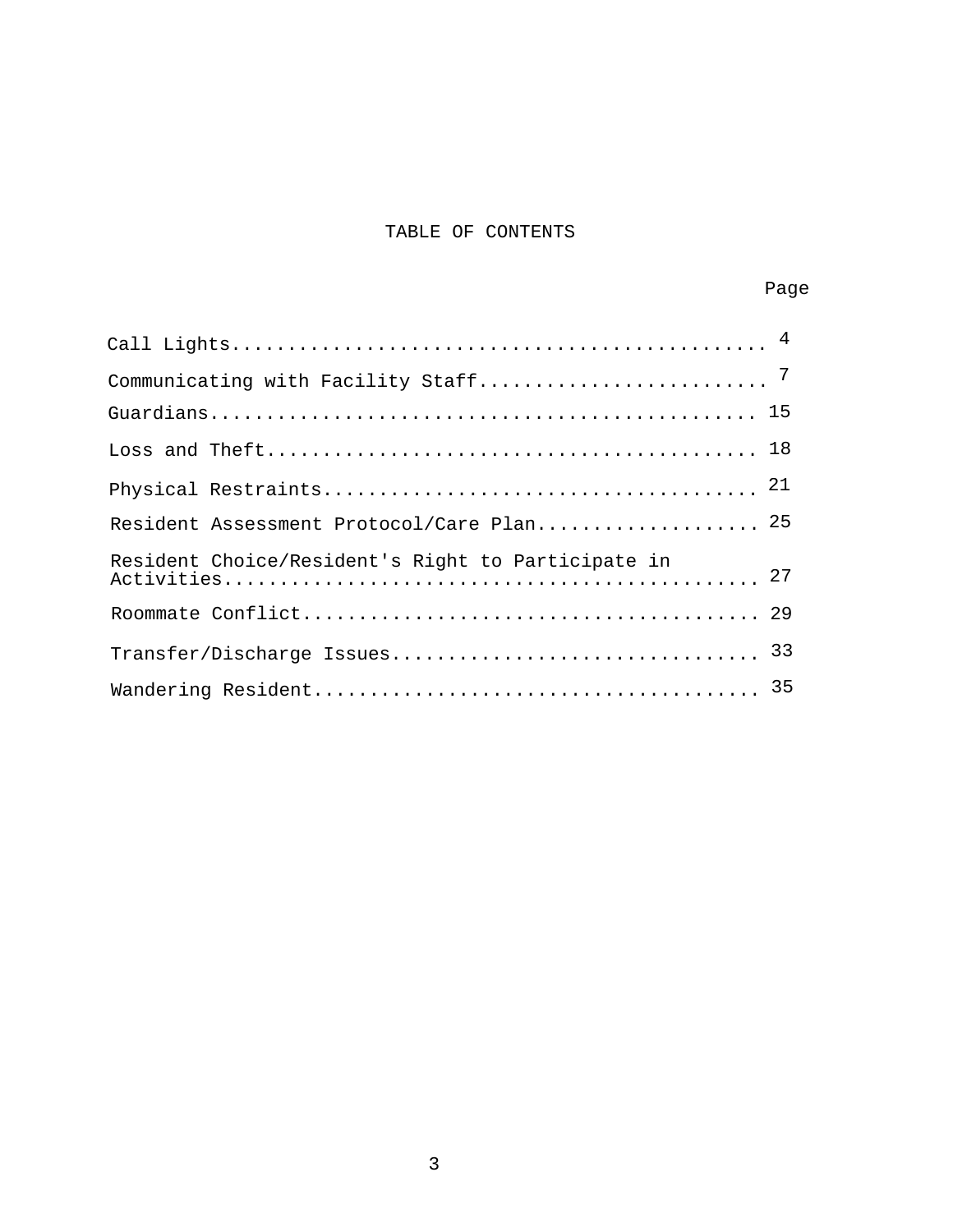# TABLE OF CONTENTS

| | Page |
|---|---|
| Call Lights | 4 |
| Communicating with Facility Staff | 7 |
| Guardians | 15 |
| Loss and Theft | 18 |
| Physical Restraints | 21 |
| Resident Assessment Protocol/Care Plan | 25 |
| Resident Choice/Resident's Right to Participate in Activities | 27 |
| Roommate Conflict | 29 |
| Transfer/Discharge Issues | 33 |
| Wandering Resident | 35 |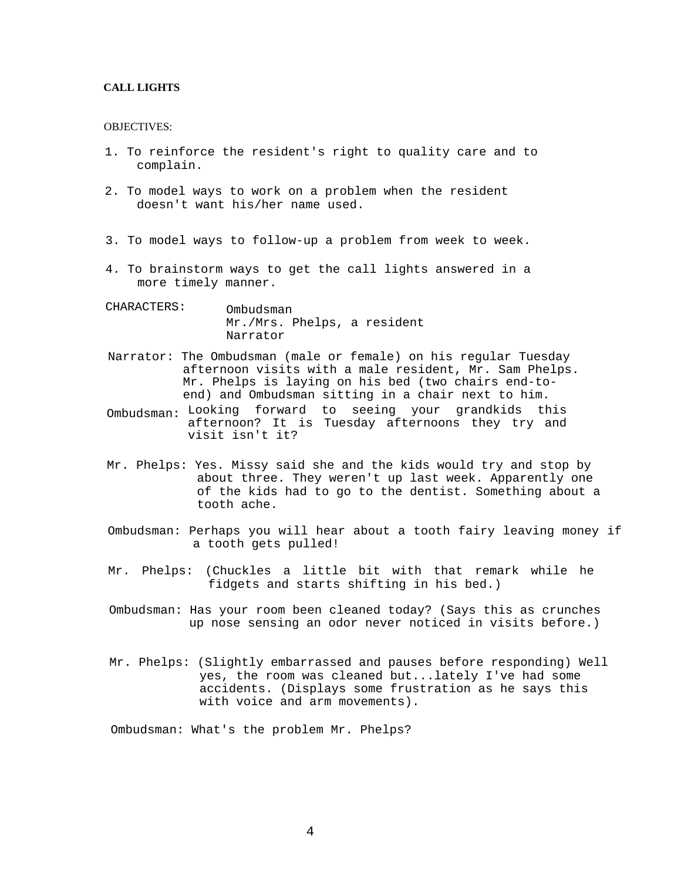**CALL LIGHTS**

OBJECTIVES:

1. To reinforce the resident's right to quality care and to complain.

2. To model ways to work on a problem when the resident doesn't want his/her name used.

3. To model ways to follow-up a problem from week to week.

4. To brainstorm ways to get the call lights answered in a more timely manner.

CHARACTERS: Ombudsman
Mr./Mrs. Phelps, a resident
Narrator

Narrator: The Ombudsman (male or female) on his regular Tuesday afternoon visits with a male resident, Mr. Sam Phelps. Mr. Phelps is laying on his bed (two chairs end-to-end) and Ombudsman sitting in a chair next to him.

Ombudsman: Looking forward to seeing your grandkids this afternoon? It is Tuesday afternoons they try and visit isn't it?

Mr. Phelps: Yes. Missy said she and the kids would try and stop by about three. They weren't up last week. Apparently one of the kids had to go to the dentist. Something about a tooth ache.

Ombudsman: Perhaps you will hear about a tooth fairy leaving money if a tooth gets pulled!

Mr. Phelps: (Chuckles a little bit with that remark while he fidgets and starts shifting in his bed.)

Ombudsman: Has your room been cleaned today? (Says this as crunches up nose sensing an odor never noticed in visits before.)

Mr. Phelps: (Slightly embarrassed and pauses before responding) Well yes, the room was cleaned but...lately I've had some accidents. (Displays some frustration as he says this with voice and arm movements).

Ombudsman: What's the problem Mr. Phelps?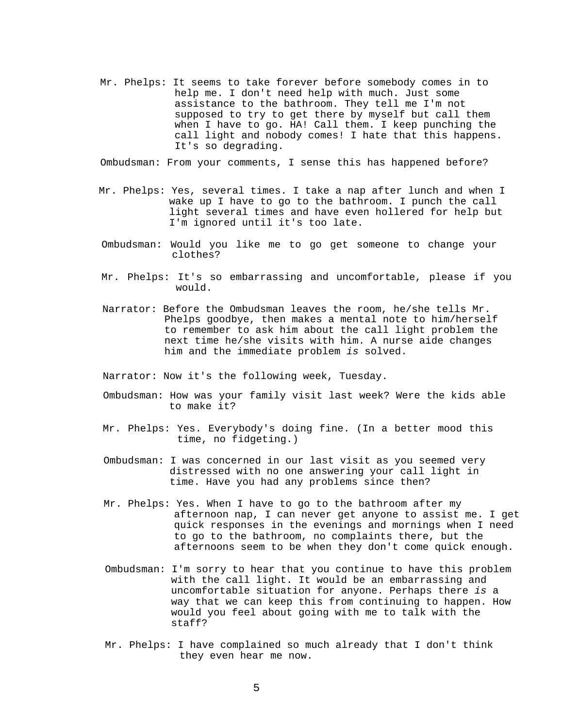Mr. Phelps: It seems to take forever before somebody comes in to help me. I don't need help with much. Just some assistance to the bathroom. They tell me I'm not supposed to try to get there by myself but call them when I have to go. HA! Call them. I keep punching the call light and nobody comes! I hate that this happens. It's so degrading.

Ombudsman: From your comments, I sense this has happened before?

Mr. Phelps: Yes, several times. I take a nap after lunch and when I wake up I have to go to the bathroom. I punch the call light several times and have even hollered for help but I'm ignored until it's too late.

Ombudsman: Would you like me to go get someone to change your clothes?

Mr. Phelps: It's so embarrassing and uncomfortable, please if you would.

Narrator: Before the Ombudsman leaves the room, he/she tells Mr. Phelps goodbye, then makes a mental note to him/herself to remember to ask him about the call light problem the next time he/she visits with him. A nurse aide changes him and the immediate problem *is* solved.

Narrator: Now it's the following week, Tuesday.

Ombudsman: How was your family visit last week? Were the kids able to make it?

Mr. Phelps: Yes. Everybody's doing fine. (In a better mood this time, no fidgeting.)

Ombudsman: I was concerned in our last visit as you seemed very distressed with no one answering your call light in time. Have you had any problems since then?

Mr. Phelps: Yes. When I have to go to the bathroom after my afternoon nap, I can never get anyone to assist me. I get quick responses in the evenings and mornings when I need to go to the bathroom, no complaints there, but the afternoons seem to be when they don't come quick enough.

Ombudsman: I'm sorry to hear that you continue to have this problem with the call light. It would be an embarrassing and uncomfortable situation for anyone. Perhaps there *is* a way that we can keep this from continuing to happen. How would you feel about going with me to talk with the staff?

Mr. Phelps: I have complained so much already that I don't think they even hear me now.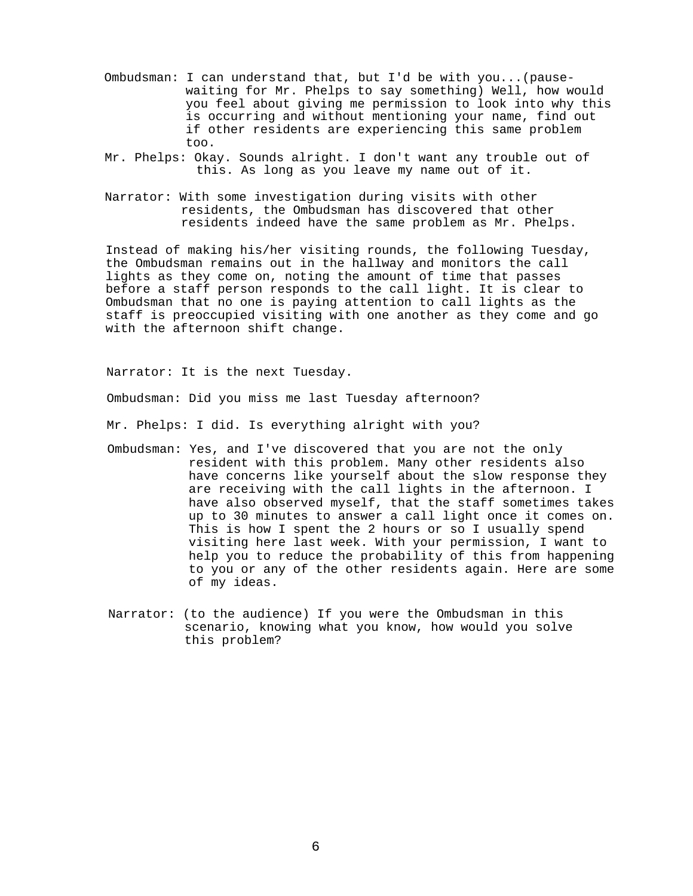Ombudsman: I can understand that, but I'd be with you...(pause-waiting for Mr. Phelps to say something) Well, how would you feel about giving me permission to look into why this is occurring and without mentioning your name, find out if other residents are experiencing this same problem too.

Mr. Phelps: Okay. Sounds alright. I don't want any trouble out of this. As long as you leave my name out of it.

Narrator: With some investigation during visits with other residents, the Ombudsman has discovered that other residents indeed have the same problem as Mr. Phelps.

Instead of making his/her visiting rounds, the following Tuesday, the Ombudsman remains out in the hallway and monitors the call lights as they come on, noting the amount of time that passes before a staff person responds to the call light. It is clear to Ombudsman that no one is paying attention to call lights as the staff is preoccupied visiting with one another as they come and go with the afternoon shift change.

Narrator: It is the next Tuesday.

Ombudsman: Did you miss me last Tuesday afternoon?

Mr. Phelps: I did. Is everything alright with you?

Ombudsman: Yes, and I've discovered that you are not the only resident with this problem. Many other residents also have concerns like yourself about the slow response they are receiving with the call lights in the afternoon. I have also observed myself, that the staff sometimes takes up to 30 minutes to answer a call light once it comes on. This is how I spent the 2 hours or so I usually spend visiting here last week. With your permission, I want to help you to reduce the probability of this from happening to you or any of the other residents again. Here are some of my ideas.

Narrator: (to the audience) If you were the Ombudsman in this scenario, knowing what you know, how would you solve this problem?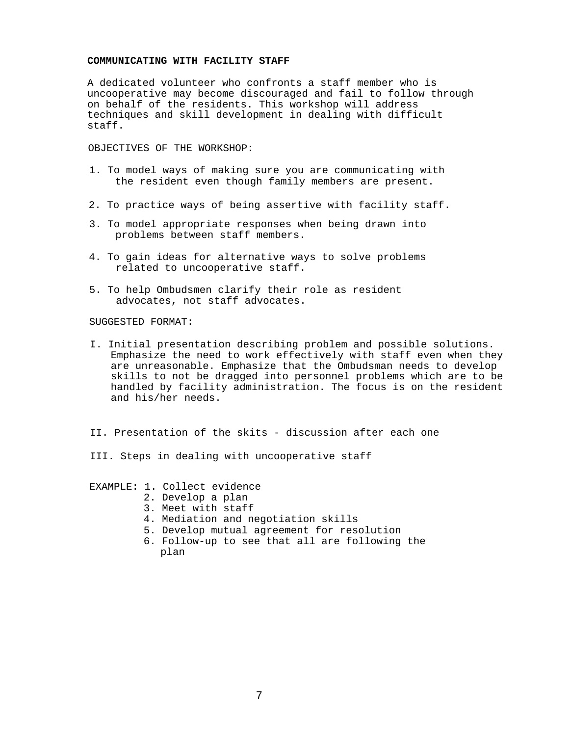## COMMUNICATING WITH FACILITY STAFF

A dedicated volunteer who confronts a staff member who is uncooperative may become discouraged and fail to follow through on behalf of the residents. This workshop will address techniques and skill development in dealing with difficult staff.

OBJECTIVES OF THE WORKSHOP:

1. To model ways of making sure you are communicating with the resident even though family members are present.
2. To practice ways of being assertive with facility staff.
3. To model appropriate responses when being drawn into problems between staff members.
4. To gain ideas for alternative ways to solve problems related to uncooperative staff.
5. To help Ombudsmen clarify their role as resident advocates, not staff advocates.

SUGGESTED FORMAT:

I. Initial presentation describing problem and possible solutions. Emphasize the need to work effectively with staff even when they are unreasonable. Emphasize that the Ombudsman needs to develop skills to not be dragged into personnel problems which are to be handled by facility administration. The focus is on the resident and his/her needs.

II. Presentation of the skits - discussion after each one

III. Steps in dealing with uncooperative staff

EXAMPLE:
1. Collect evidence
2. Develop a plan
3. Meet with staff
4. Mediation and negotiation skills
5. Develop mutual agreement for resolution
6. Follow-up to see that all are following the plan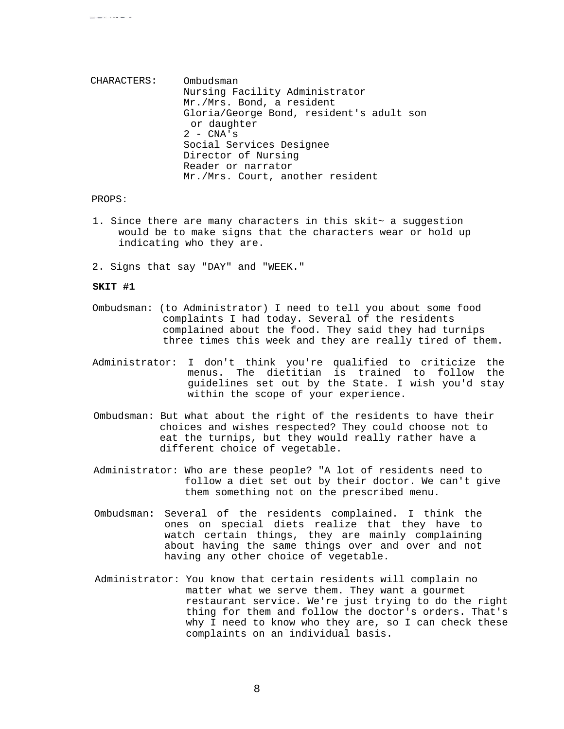CHARACTERS:

- Ombudsman
- Nursing Facility Administrator
- Mr./Mrs. Bond, a resident
- Gloria/George Bond, resident's adult son or daughter
- 2 - CNA's
- Social Services Designee
- Director of Nursing
- Reader or narrator
- Mr./Mrs. Court, another resident

PROPS:

1. Since there are many characters in this skit~ a suggestion would be to make signs that the characters wear or hold up indicating who they are.
2. Signs that say "DAY" and "WEEK."

**SKIT #1**

Ombudsman: (to Administrator) I need to tell you about some food complaints I had today. Several of the residents complained about the food. They said they had turnips three times this week and they are really tired of them.

Administrator: I don't think you're qualified to criticize the menus. The dietitian is trained to follow the guidelines set out by the State. I wish you'd stay within the scope of your experience.

Ombudsman: But what about the right of the residents to have their choices and wishes respected? They could choose not to eat the turnips, but they would really rather have a different choice of vegetable.

Administrator: Who are these people? "A lot of residents need to follow a diet set out by their doctor. We can't give them something not on the prescribed menu.

Ombudsman: Several of the residents complained. I think the ones on special diets realize that they have to watch certain things, they are mainly complaining about having the same things over and over and not having any other choice of vegetable.

Administrator: You know that certain residents will complain no matter what we serve them. They want a gourmet restaurant service. We're just trying to do the right thing for them and follow the doctor's orders. That's why I need to know who they are, so I can check these complaints on an individual basis.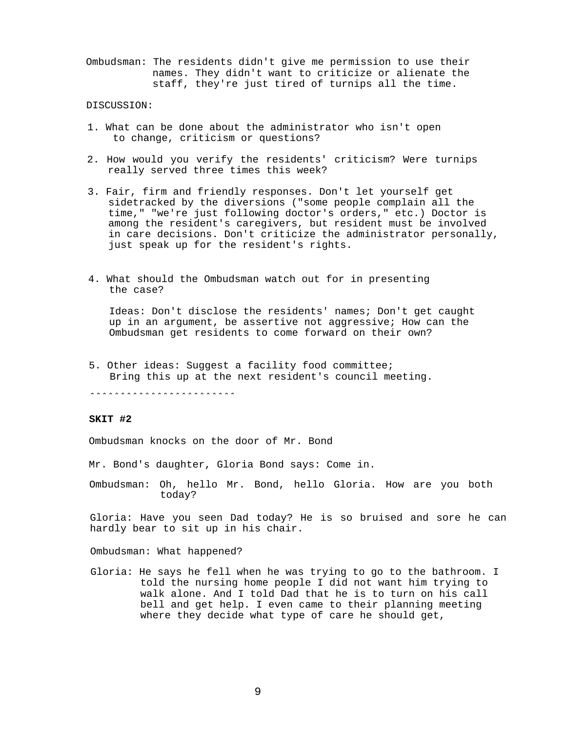Ombudsman: The residents didn't give me permission to use their names. They didn't want to criticize or alienate the staff, they're just tired of turnips all the time.

DISCUSSION:

1. What can be done about the administrator who isn't open to change, criticism or questions?

2. How would you verify the residents' criticism? Were turnips really served three times this week?

3. Fair, firm and friendly responses. Don't let yourself get sidetracked by the diversions ("some people complain all the time," "we're just following doctor's orders," etc.) Doctor is among the resident's caregivers, but resident must be involved in care decisions. Don't criticize the administrator personally, just speak up for the resident's rights.

4. What should the Ombudsman watch out for in presenting the case?

   Ideas: Don't disclose the residents' names; Don't get caught up in an argument, be assertive not aggressive; How can the Ombudsman get residents to come forward on their own?

5. Other ideas: Suggest a facility food committee; Bring this up at the next resident's council meeting.

^^^^^^^^^^^^^^^^^^^^^^^^^

**SKIT #2**

Ombudsman knocks on the door of Mr. Bond

Mr. Bond's daughter, Gloria Bond says: Come in.

Ombudsman: Oh, hello Mr. Bond, hello Gloria. How are you both today?

Gloria: Have you seen Dad today? He is so bruised and sore he can hardly bear to sit up in his chair.

Ombudsman: What happened?

Gloria: He says he fell when he was trying to go to the bathroom. I told the nursing home people I did not want him trying to walk alone. And I told Dad that he is to turn on his call bell and get help. I even came to their planning meeting where they decide what type of care he should get,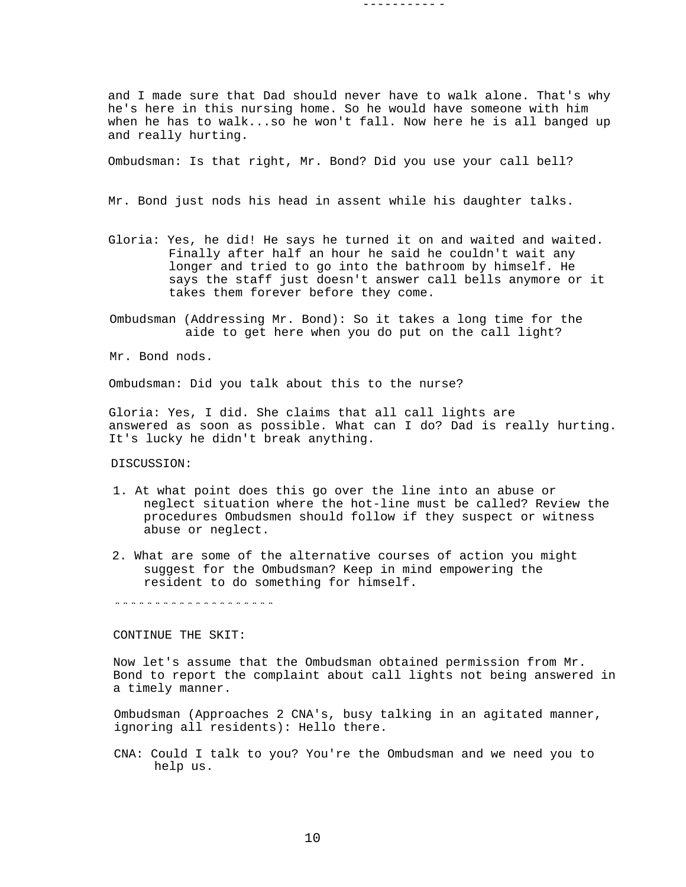and I made sure that Dad should never have to walk alone. That's why he's here in this nursing home. So he would have someone with him when he has to walk...so he won't fall. Now here he is all banged up and really hurting.

Ombudsman: Is that right, Mr. Bond? Did you use your call bell?

Mr. Bond just nods his head in assent while his daughter talks.

Gloria: Yes, he did! He says he turned it on and waited and waited. Finally after half an hour he said he couldn't wait any longer and tried to go into the bathroom by himself. He says the staff just doesn't answer call bells anymore or it takes them forever before they come.

Ombudsman (Addressing Mr. Bond): So it takes a long time for the aide to get here when you do put on the call light?

Mr. Bond nods.

Ombudsman: Did you talk about this to the nurse?

Gloria: Yes, I did. She claims that all call lights are answered as soon as possible. What can I do? Dad is really hurting. It's lucky he didn't break anything.

DISCUSSION:

1. At what point does this go over the line into an abuse or neglect situation where the hot-line must be called? Review the procedures Ombudsmen should follow if they suspect or witness abuse or neglect.

2. What are some of the alternative courses of action you might suggest for the Ombudsman? Keep in mind empowering the resident to do something for himself.

CONTINUE THE SKIT:

Now let's assume that the Ombudsman obtained permission from Mr. Bond to report the complaint about call lights not being answered in a timely manner.

Ombudsman (Approaches 2 CNA's, busy talking in an agitated manner, ignoring all residents): Hello there.

CNA: Could I talk to you? You're the Ombudsman and we need you to help us.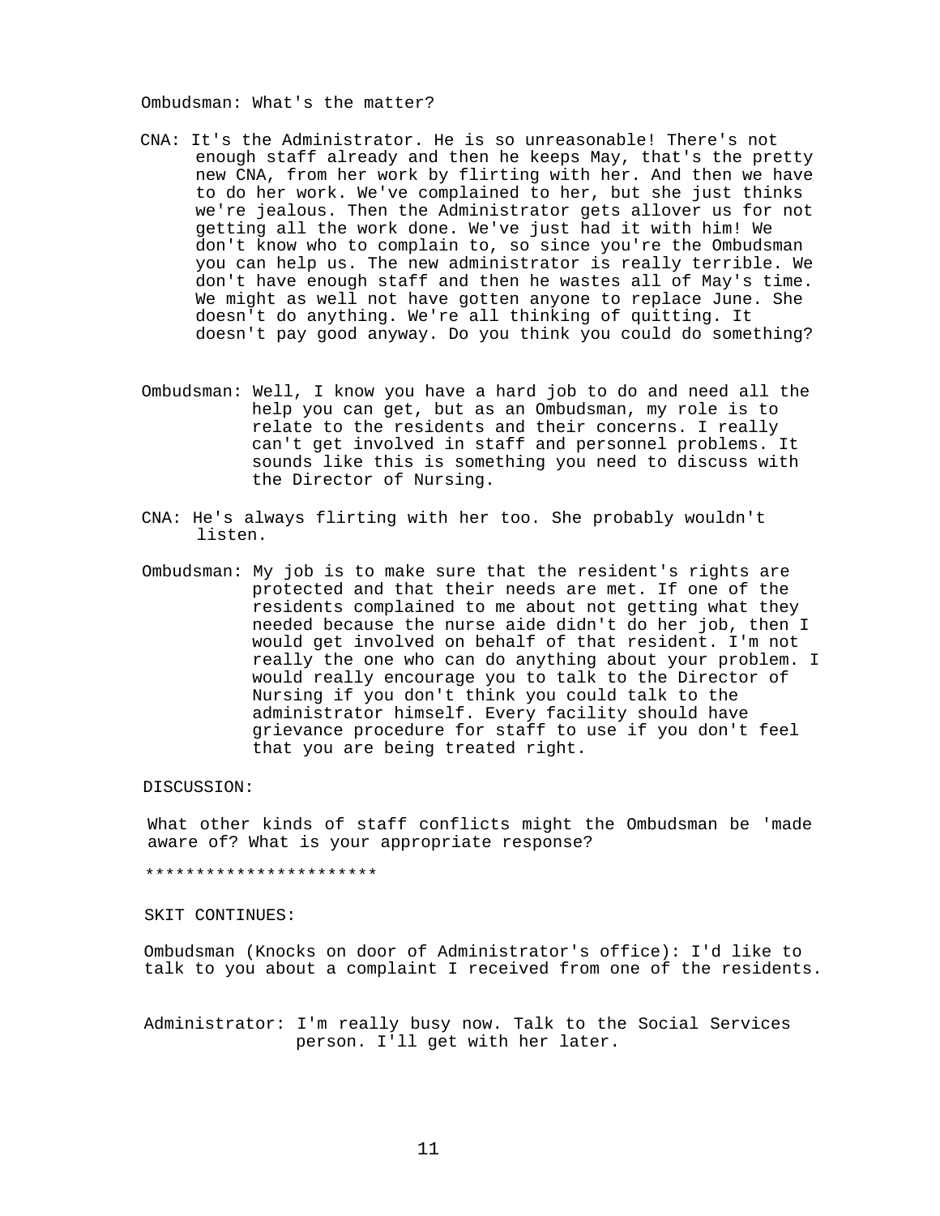Ombudsman: What's the matter?

CNA: It's the Administrator. He is so unreasonable! There's not enough staff already and then he keeps May, that's the pretty new CNA, from her work by flirting with her. And then we have to do her work. We've complained to her, but she just thinks we're jealous. Then the Administrator gets allover us for not getting all the work done. We've just had it with him! We don't know who to complain to, so since you're the Ombudsman you can help us. The new administrator is really terrible. We don't have enough staff and then he wastes all of May's time. We might as well not have gotten anyone to replace June. She doesn't do anything. We're all thinking of quitting. It doesn't pay good anyway. Do you think you could do something?

Ombudsman: Well, I know you have a hard job to do and need all the help you can get, but as an Ombudsman, my role is to relate to the residents and their concerns. I really can't get involved in staff and personnel problems. It sounds like this is something you need to discuss with the Director of Nursing.

CNA: He's always flirting with her too. She probably wouldn't listen.

Ombudsman: My job is to make sure that the resident's rights are protected and that their needs are met. If one of the residents complained to me about not getting what they needed because the nurse aide didn't do her job, then I would get involved on behalf of that resident. I'm not really the one who can do anything about your problem. I would really encourage you to talk to the Director of Nursing if you don't think you could talk to the administrator himself. Every facility should have grievance procedure for staff to use if you don't feel that you are being treated right.

DISCUSSION:

What other kinds of staff conflicts might the Ombudsman be 'made aware of? What is your appropriate response?

***********************

SKIT CONTINUES:

Ombudsman (Knocks on door of Administrator's office): I'd like to talk to you about a complaint I received from one of the residents.

Administrator: I'm really busy now. Talk to the Social Services person. I'll get with her later.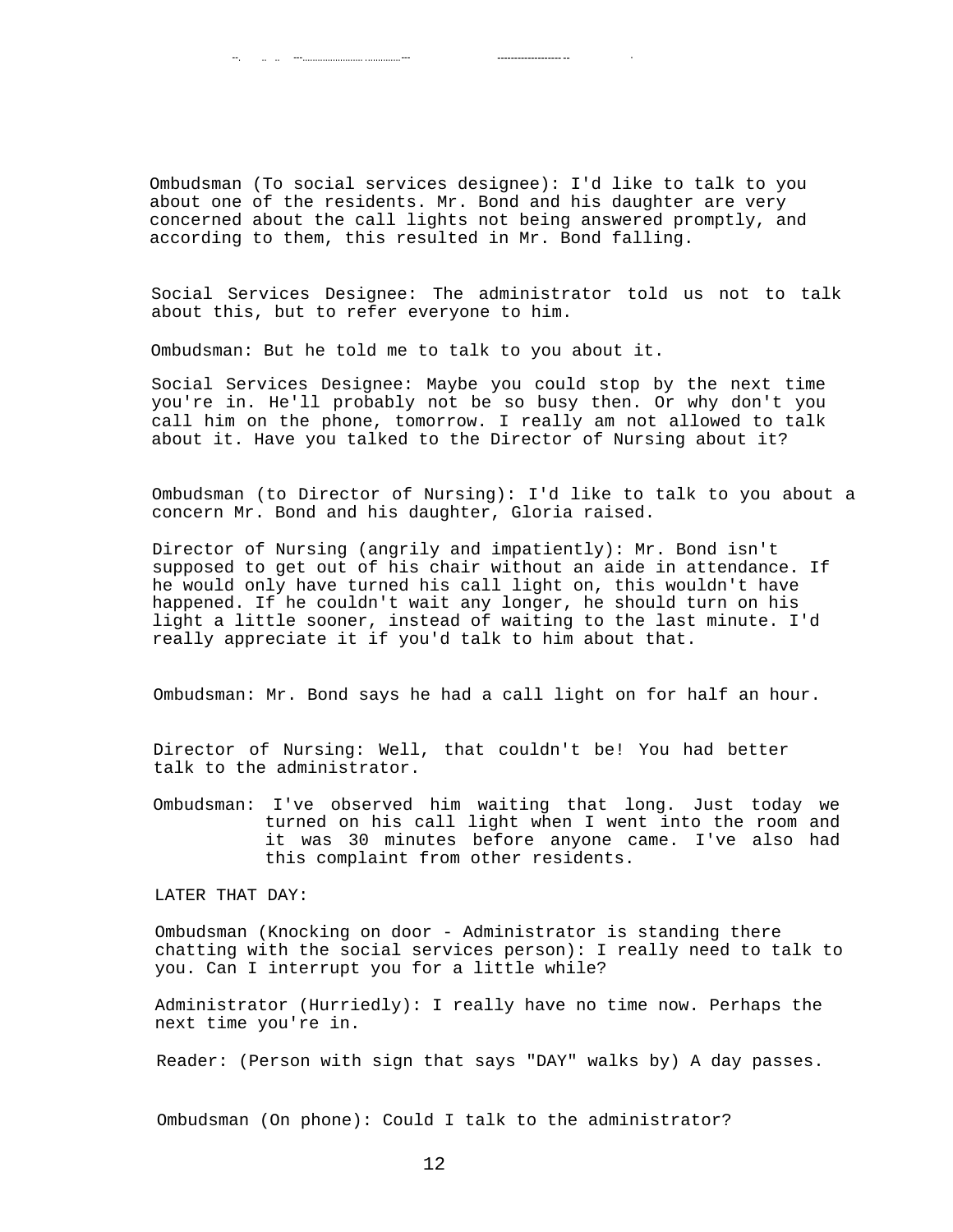Ombudsman (To social services designee): I'd like to talk to you about one of the residents. Mr. Bond and his daughter are very concerned about the call lights not being answered promptly, and according to them, this resulted in Mr. Bond falling.

Social Services Designee: The administrator told us not to talk about this, but to refer everyone to him.

Ombudsman: But he told me to talk to you about it.

Social Services Designee: Maybe you could stop by the next time you're in. He'll probably not be so busy then. Or why don't you call him on the phone, tomorrow. I really am not allowed to talk about it. Have you talked to the Director of Nursing about it?

Ombudsman (to Director of Nursing): I'd like to talk to you about a concern Mr. Bond and his daughter, Gloria raised.

Director of Nursing (angrily and impatiently): Mr. Bond isn't supposed to get out of his chair without an aide in attendance. If he would only have turned his call light on, this wouldn't have happened. If he couldn't wait any longer, he should turn on his light a little sooner, instead of waiting to the last minute. I'd really appreciate it if you'd talk to him about that.

Ombudsman: Mr. Bond says he had a call light on for half an hour.

Director of Nursing: Well, that couldn't be! You had better talk to the administrator.

Ombudsman: I've observed him waiting that long. Just today we turned on his call light when I went into the room and it was 30 minutes before anyone came. I've also had this complaint from other residents.

LATER THAT DAY:

Ombudsman (Knocking on door - Administrator is standing there chatting with the social services person): I really need to talk to you. Can I interrupt you for a little while?

Administrator (Hurriedly): I really have no time now. Perhaps the next time you're in.

Reader: (Person with sign that says "DAY" walks by) A day passes.

Ombudsman (On phone): Could I talk to the administrator?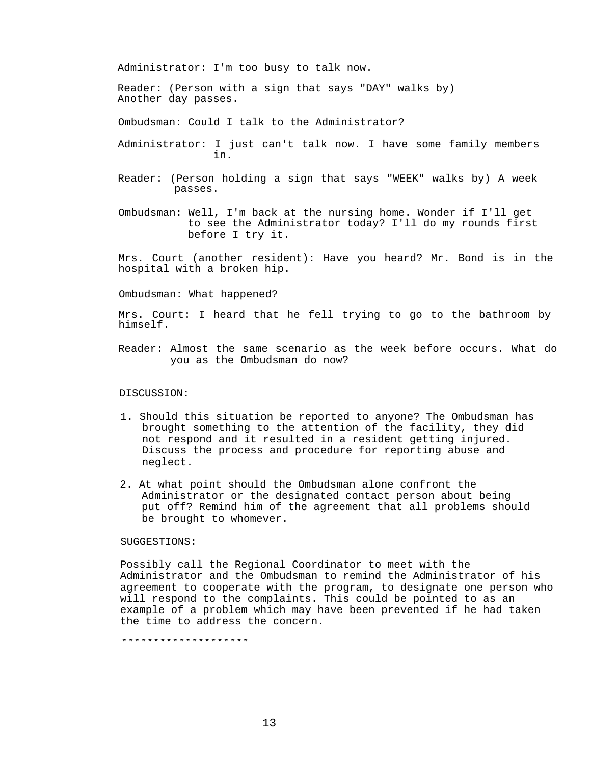Administrator: I'm too busy to talk now.

Reader: (Person with a sign that says "DAY" walks by) Another day passes.

Ombudsman: Could I talk to the Administrator?

Administrator: I just can't talk now. I have some family members in.

Reader: (Person holding a sign that says "WEEK" walks by) A week passes.

Ombudsman: Well, I'm back at the nursing home. Wonder if I'll get to see the Administrator today? I'll do my rounds first before I try it.

Mrs. Court (another resident): Have you heard? Mr. Bond is in the hospital with a broken hip.

Ombudsman: What happened?

Mrs. Court: I heard that he fell trying to go to the bathroom by himself.

Reader: Almost the same scenario as the week before occurs. What do you as the Ombudsman do now?

DISCUSSION:

1. Should this situation be reported to anyone? The Ombudsman has brought something to the attention of the facility, they did not respond and it resulted in a resident getting injured. Discuss the process and procedure for reporting abuse and neglect.

2. At what point should the Ombudsman alone confront the Administrator or the designated contact person about being put off? Remind him of the agreement that all problems should be brought to whomever.

SUGGESTIONS:

Possibly call the Regional Coordinator to meet with the Administrator and the Ombudsman to remind the Administrator of his agreement to cooperate with the program, to designate one person who will respond to the complaints. This could be pointed to as an example of a problem which may have been prevented if he had taken the time to address the concern.

********************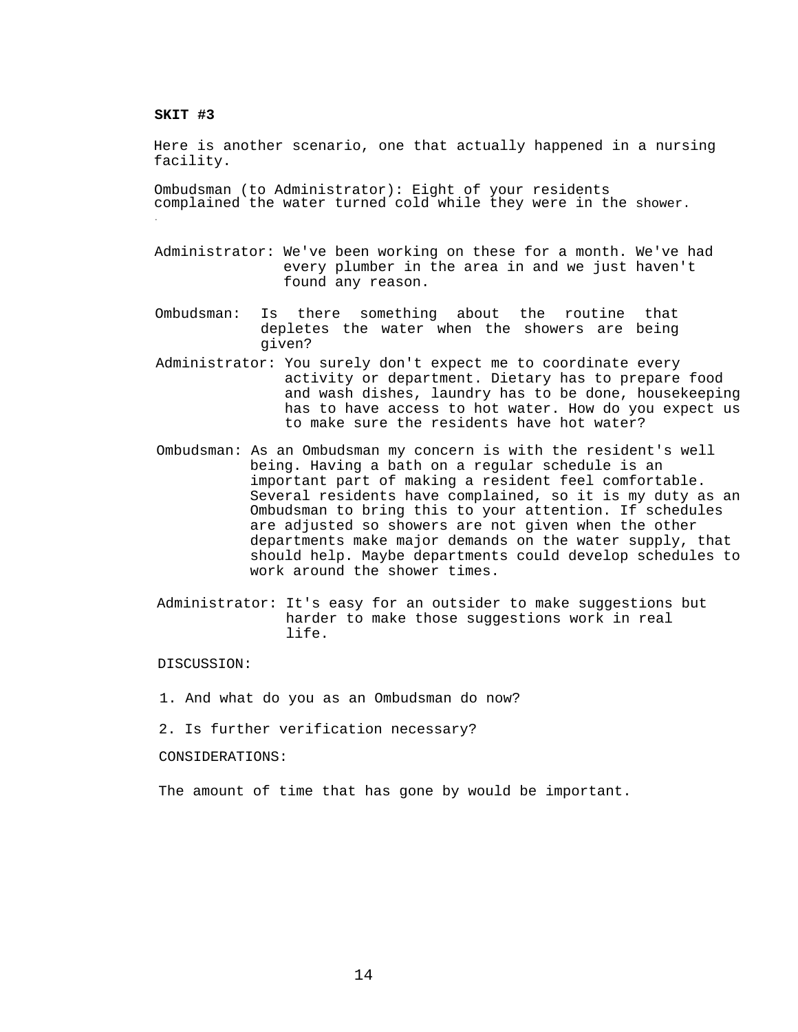**SKIT #3**

Here is another scenario, one that actually happened in a nursing facility.

Ombudsman (to Administrator): Eight of your residents complained the water turned cold while they were in the shower.

Administrator: We've been working on these for a month. We've had every plumber in the area in and we just haven't found any reason.

Ombudsman: Is there something about the routine that depletes the water when the showers are being given?

Administrator: You surely don't expect me to coordinate every activity or department. Dietary has to prepare food and wash dishes, laundry has to be done, housekeeping has to have access to hot water. How do you expect us to make sure the residents have hot water?

Ombudsman: As an Ombudsman my concern is with the resident's well being. Having a bath on a regular schedule is an important part of making a resident feel comfortable. Several residents have complained, so it is my duty as an Ombudsman to bring this to your attention. If schedules are adjusted so showers are not given when the other departments make major demands on the water supply, that should help. Maybe departments could develop schedules to work around the shower times.

Administrator: It's easy for an outsider to make suggestions but harder to make those suggestions work in real life.

DISCUSSION:

1. And what do you as an Ombudsman do now?
2. Is further verification necessary?

CONSIDERATIONS:

The amount of time that has gone by would be important.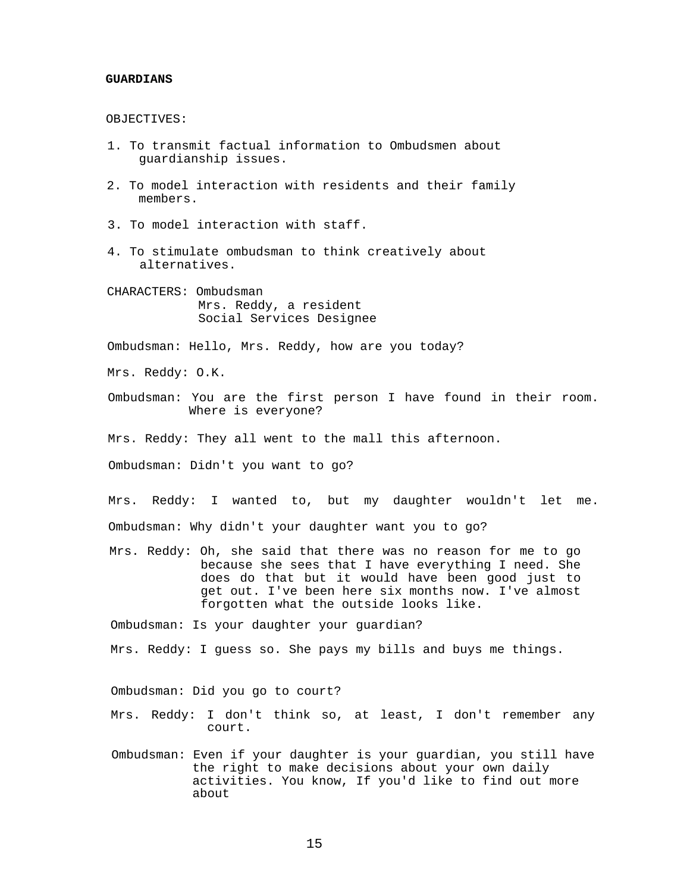**GUARDIANS**

OBJECTIVES:

1. To transmit factual information to Ombudsmen about guardianship issues.

2. To model interaction with residents and their family members.

3. To model interaction with staff.

4. To stimulate ombudsman to think creatively about alternatives.

CHARACTERS: Ombudsman
Mrs. Reddy, a resident
Social Services Designee

Ombudsman: Hello, Mrs. Reddy, how are you today?

Mrs. Reddy: O.K.

Ombudsman: You are the first person I have found in their room. Where is everyone?

Mrs. Reddy: They all went to the mall this afternoon.

Ombudsman: Didn't you want to go?

Mrs. Reddy: I wanted to, but my daughter wouldn't let me.

Ombudsman: Why didn't your daughter want you to go?

Mrs. Reddy: Oh, she said that there was no reason for me to go because she sees that I have everything I need. She does do that but it would have been good just to get out. I've been here six months now. I've almost forgotten what the outside looks like.

Ombudsman: Is your daughter your guardian?

Mrs. Reddy: I guess so. She pays my bills and buys me things.

Ombudsman: Did you go to court?

Mrs. Reddy: I don't think so, at least, I don't remember any court.

Ombudsman: Even if your daughter is your guardian, you still have the right to make decisions about your own daily activities. You know, If you'd like to find out more about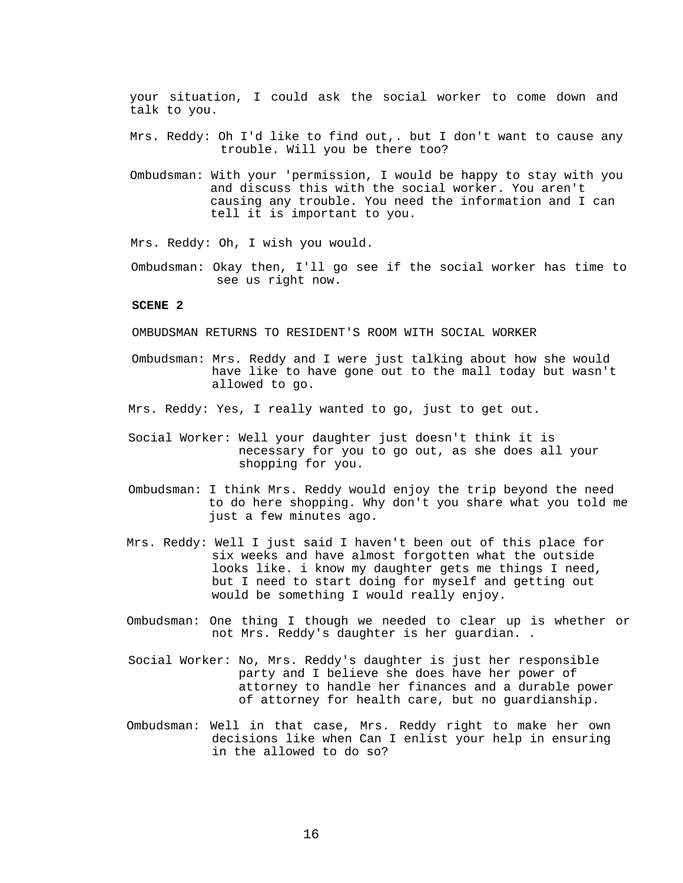your situation, I could ask the social worker to come down and talk to you.

Mrs. Reddy: Oh I'd like to find out,. but I don't want to cause any trouble. Will you be there too?

Ombudsman: With your 'permission, I would be happy to stay with you and discuss this with the social worker. You aren't causing any trouble. You need the information and I can tell it is important to you.

Mrs. Reddy: Oh, I wish you would.

Ombudsman: Okay then, I'll go see if the social worker has time to see us right now.

**SCENE 2**

OMBUDSMAN RETURNS TO RESIDENT'S ROOM WITH SOCIAL WORKER

Ombudsman: Mrs. Reddy and I were just talking about how she would have like to have gone out to the mall today but wasn't allowed to go.

Mrs. Reddy: Yes, I really wanted to go, just to get out.

Social Worker: Well your daughter just doesn't think it is necessary for you to go out, as she does all your shopping for you.

Ombudsman: I think Mrs. Reddy would enjoy the trip beyond the need to do here shopping. Why don't you share what you told me just a few minutes ago.

Mrs. Reddy: Well I just said I haven't been out of this place for six weeks and have almost forgotten what the outside looks like. i know my daughter gets me things I need, but I need to start doing for myself and getting out would be something I would really enjoy.

Ombudsman: One thing I though we needed to clear up is whether or not Mrs. Reddy's daughter is her guardian. .

Social Worker: No, Mrs. Reddy's daughter is just her responsible party and I believe she does have her power of attorney to handle her finances and a durable power of attorney for health care, but no guardianship.

Ombudsman: Well in that case, Mrs. Reddy right to make her own decisions like when Can I enlist your help in ensuring in the allowed to do so?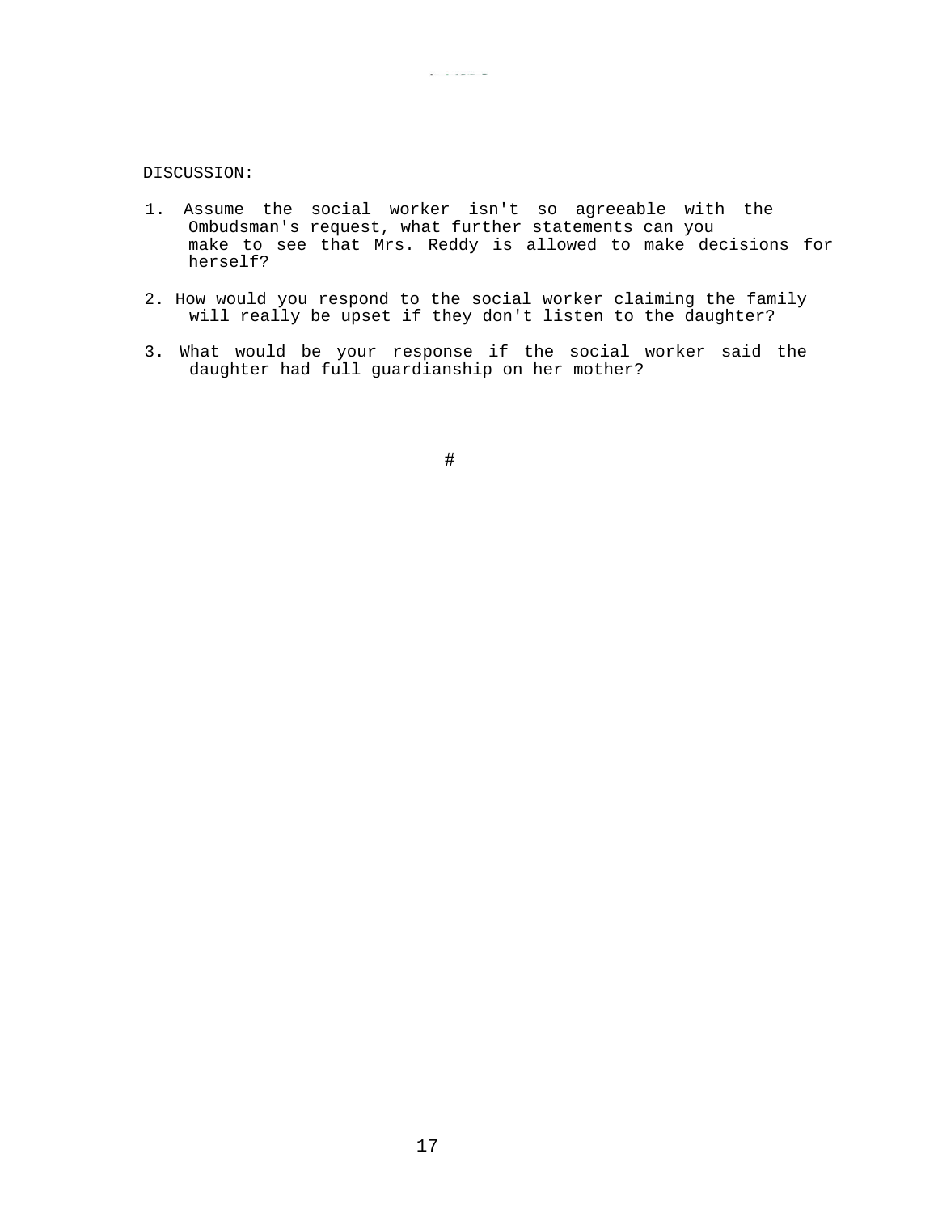DISCUSSION:

1. Assume the social worker isn't so agreeable with the Ombudsman's request, what further statements can you make to see that Mrs. Reddy is allowed to make decisions for herself?

2. How would you respond to the social worker claiming the family will really be upset if they don't listen to the daughter?

3. What would be your response if the social worker said the daughter had full guardianship on her mother?

#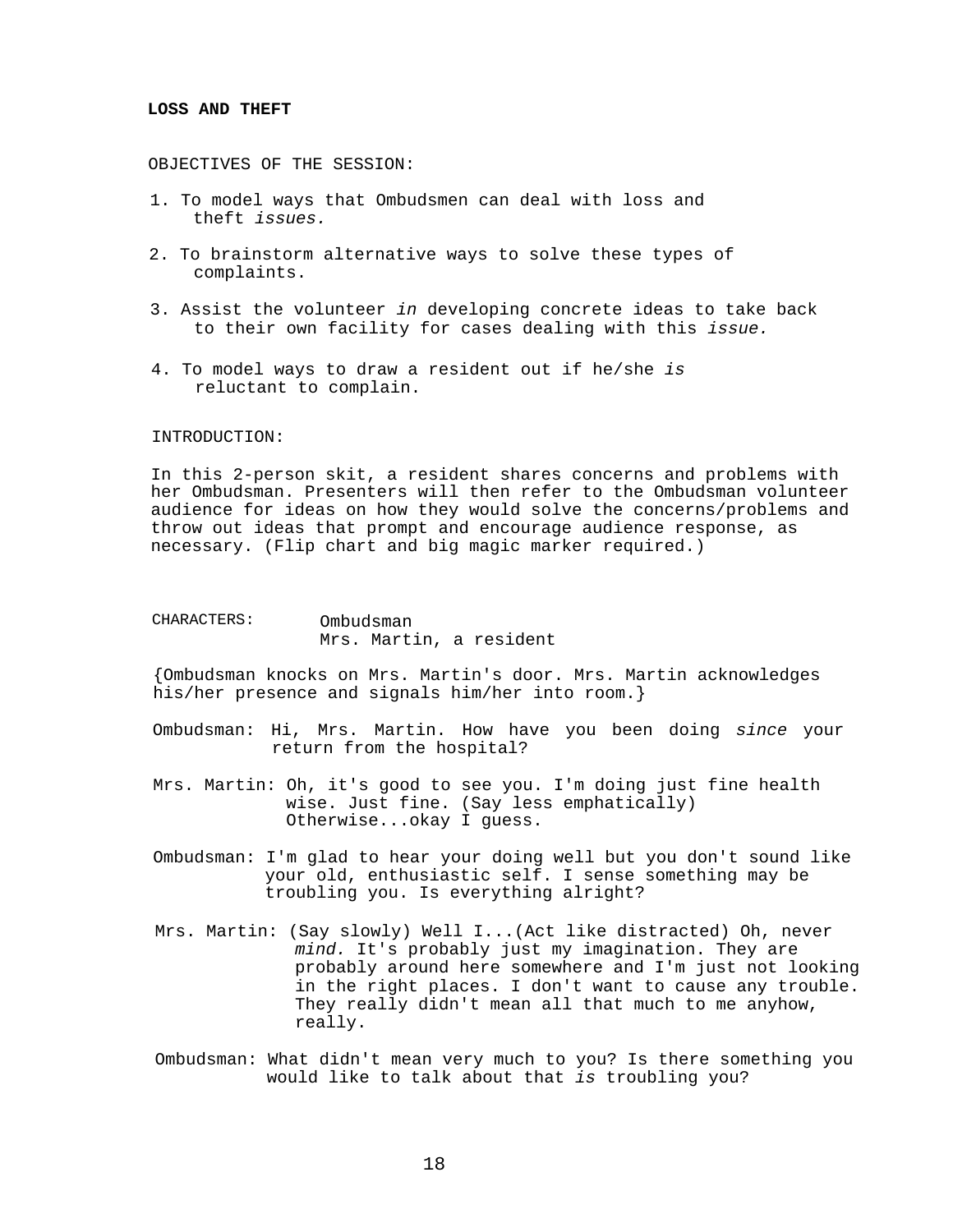**LOSS AND THEFT**

OBJECTIVES OF THE SESSION:

1. To model ways that Ombudsmen can deal with loss and theft *issues.*

2. To brainstorm alternative ways to solve these types of complaints.

3. Assist the volunteer *in* developing concrete ideas to take back to their own facility for cases dealing with this *issue.*

4. To model ways to draw a resident out if he/she *is* reluctant to complain.

INTRODUCTION:

In this 2-person skit, a resident shares concerns and problems with her Ombudsman. Presenters will then refer to the Ombudsman volunteer audience for ideas on how they would solve the concerns/problems and throw out ideas that prompt and encourage audience response, as necessary. (Flip chart and big magic marker required.)

CHARACTERS: Ombudsman
Mrs. Martin, a resident

{Ombudsman knocks on Mrs. Martin's door. Mrs. Martin acknowledges his/her presence and signals him/her into room.}

Ombudsman: Hi, Mrs. Martin. How have you been doing *since* your return from the hospital?

Mrs. Martin: Oh, it's good to see you. I'm doing just fine health wise. Just fine. (Say less emphatically) Otherwise...okay I guess.

Ombudsman: I'm glad to hear your doing well but you don't sound like your old, enthusiastic self. I sense something may be troubling you. Is everything alright?

Mrs. Martin: (Say slowly) Well I...(Act like distracted) Oh, never *mind.* It's probably just my imagination. They are probably around here somewhere and I'm just not looking in the right places. I don't want to cause any trouble. They really didn't mean all that much to me anyhow, really.

Ombudsman: What didn't mean very much to you? Is there something you would like to talk about that *is* troubling you?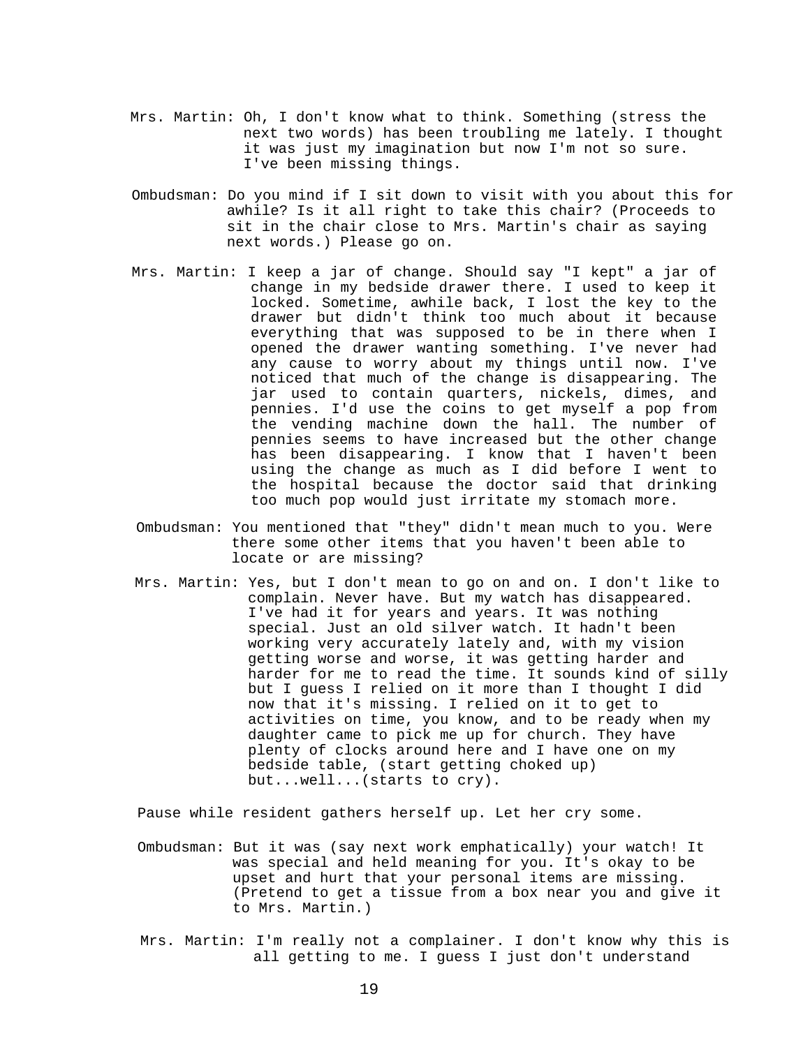Mrs. Martin: Oh, I don't know what to think. Something (stress the next two words) has been troubling me lately. I thought it was just my imagination but now I'm not so sure. I've been missing things.

Ombudsman: Do you mind if I sit down to visit with you about this for awhile? Is it all right to take this chair? (Proceeds to sit in the chair close to Mrs. Martin's chair as saying next words.) Please go on.

Mrs. Martin: I keep a jar of change. Should say "I kept" a jar of change in my bedside drawer there. I used to keep it locked. Sometime, awhile back, I lost the key to the drawer but didn't think too much about it because everything that was supposed to be in there when I opened the drawer wanting something. I've never had any cause to worry about my things until now. I've noticed that much of the change is disappearing. The jar used to contain quarters, nickels, dimes, and pennies. I'd use the coins to get myself a pop from the vending machine down the hall. The number of pennies seems to have increased but the other change has been disappearing. I know that I haven't been using the change as much as I did before I went to the hospital because the doctor said that drinking too much pop would just irritate my stomach more.

Ombudsman: You mentioned that "they" didn't mean much to you. Were there some other items that you haven't been able to locate or are missing?

Mrs. Martin: Yes, but I don't mean to go on and on. I don't like to complain. Never have. But my watch has disappeared. I've had it for years and years. It was nothing special. Just an old silver watch. It hadn't been working very accurately lately and, with my vision getting worse and worse, it was getting harder and harder for me to read the time. It sounds kind of silly but I guess I relied on it more than I thought I did now that it's missing. I relied on it to get to activities on time, you know, and to be ready when my daughter came to pick me up for church. They have plenty of clocks around here and I have one on my bedside table, (start getting choked up) but...well...(starts to cry).

Pause while resident gathers herself up. Let her cry some.

Ombudsman: But it was (say next work emphatically) your watch! It was special and held meaning for you. It's okay to be upset and hurt that your personal items are missing. (Pretend to get a tissue from a box near you and give it to Mrs. Martin.)

Mrs. Martin: I'm really not a complainer. I don't know why this is all getting to me. I guess I just don't understand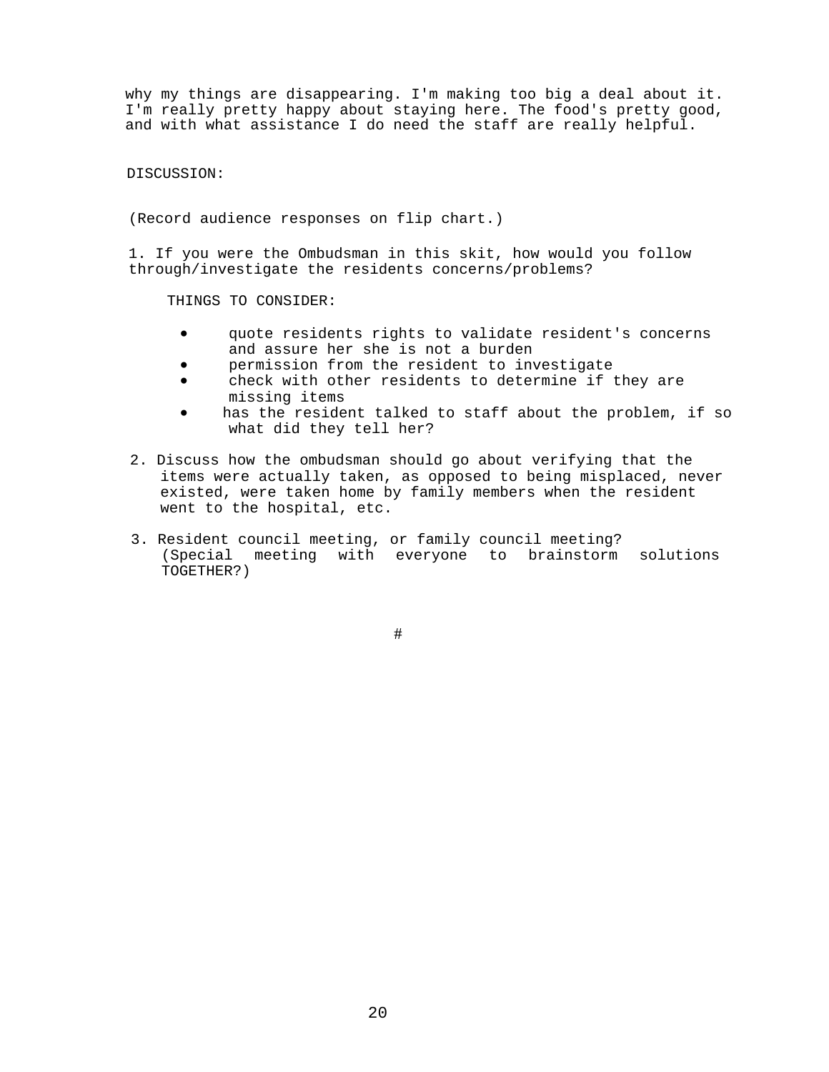why my things are disappearing. I'm making too big a deal about it. I'm really pretty happy about staying here. The food's pretty good, and with what assistance I do need the staff are really helpful.

DISCUSSION:

(Record audience responses on flip chart.)

1. If you were the Ombudsman in this skit, how would you follow through/investigate the residents concerns/problems?

   THINGS TO CONSIDER:

   - quote residents rights to validate resident's concerns and assure her she is not a burden
   - permission from the resident to investigate
   - check with other residents to determine if they are missing items
   - has the resident talked to staff about the problem, if so what did they tell her?

2. Discuss how the ombudsman should go about verifying that the items were actually taken, as opposed to being misplaced, never existed, were taken home by family members when the resident went to the hospital, etc.

3. Resident council meeting, or family council meeting? (Special meeting with everyone to brainstorm solutions TOGETHER?)

#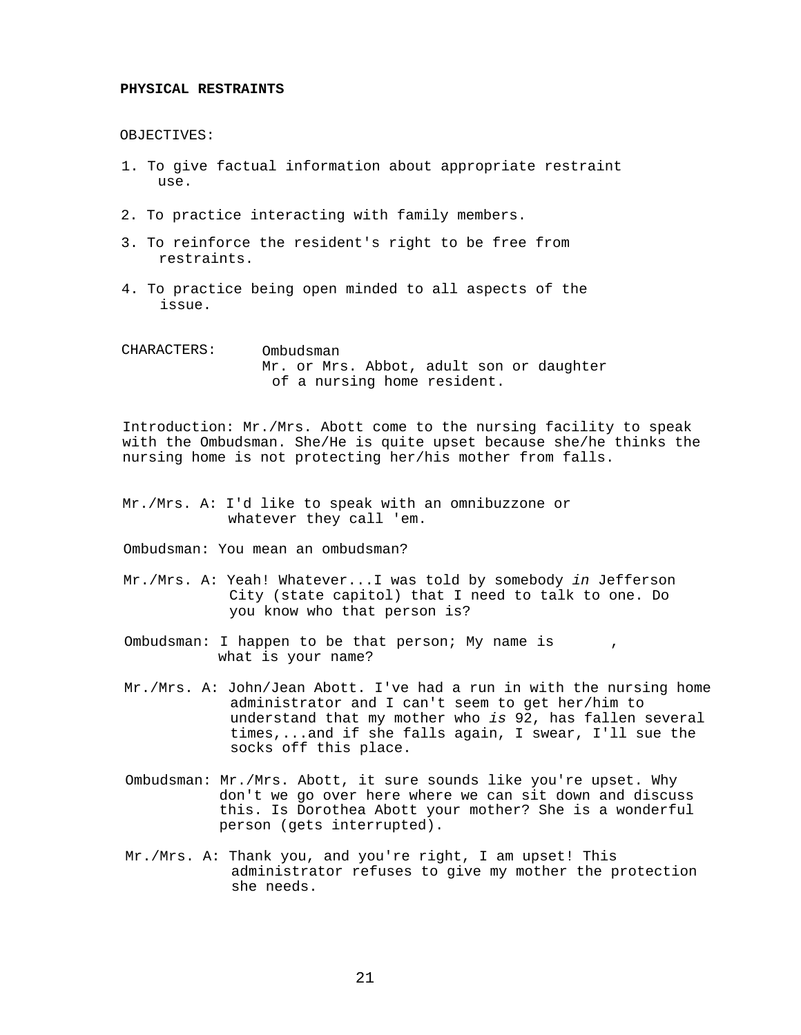**PHYSICAL RESTRAINTS**

OBJECTIVES:

1. To give factual information about appropriate restraint use.

2. To practice interacting with family members.

3. To reinforce the resident's right to be free from restraints.

4. To practice being open minded to all aspects of the issue.

CHARACTERS: Ombudsman
Mr. or Mrs. Abbot, adult son or daughter of a nursing home resident.

Introduction: Mr./Mrs. Abott come to the nursing facility to speak with the Ombudsman. She/He is quite upset because she/he thinks the nursing home is not protecting her/his mother from falls.

Mr./Mrs. A: I'd like to speak with an omnibuzzone or whatever they call 'em.

Ombudsman: You mean an ombudsman?

Mr./Mrs. A: Yeah! Whatever...I was told by somebody *in* Jefferson City (state capitol) that I need to talk to one. Do you know who that person is?

Ombudsman: I happen to be that person; My name is , what is your name?

Mr./Mrs. A: John/Jean Abott. I've had a run in with the nursing home administrator and I can't seem to get her/him to understand that my mother who *is* 92, has fallen several times,...and if she falls again, I swear, I'll sue the socks off this place.

Ombudsman: Mr./Mrs. Abott, it sure sounds like you're upset. Why don't we go over here where we can sit down and discuss this. Is Dorothea Abott your mother? She is a wonderful person (gets interrupted).

Mr./Mrs. A: Thank you, and you're right, I am upset! This administrator refuses to give my mother the protection she needs.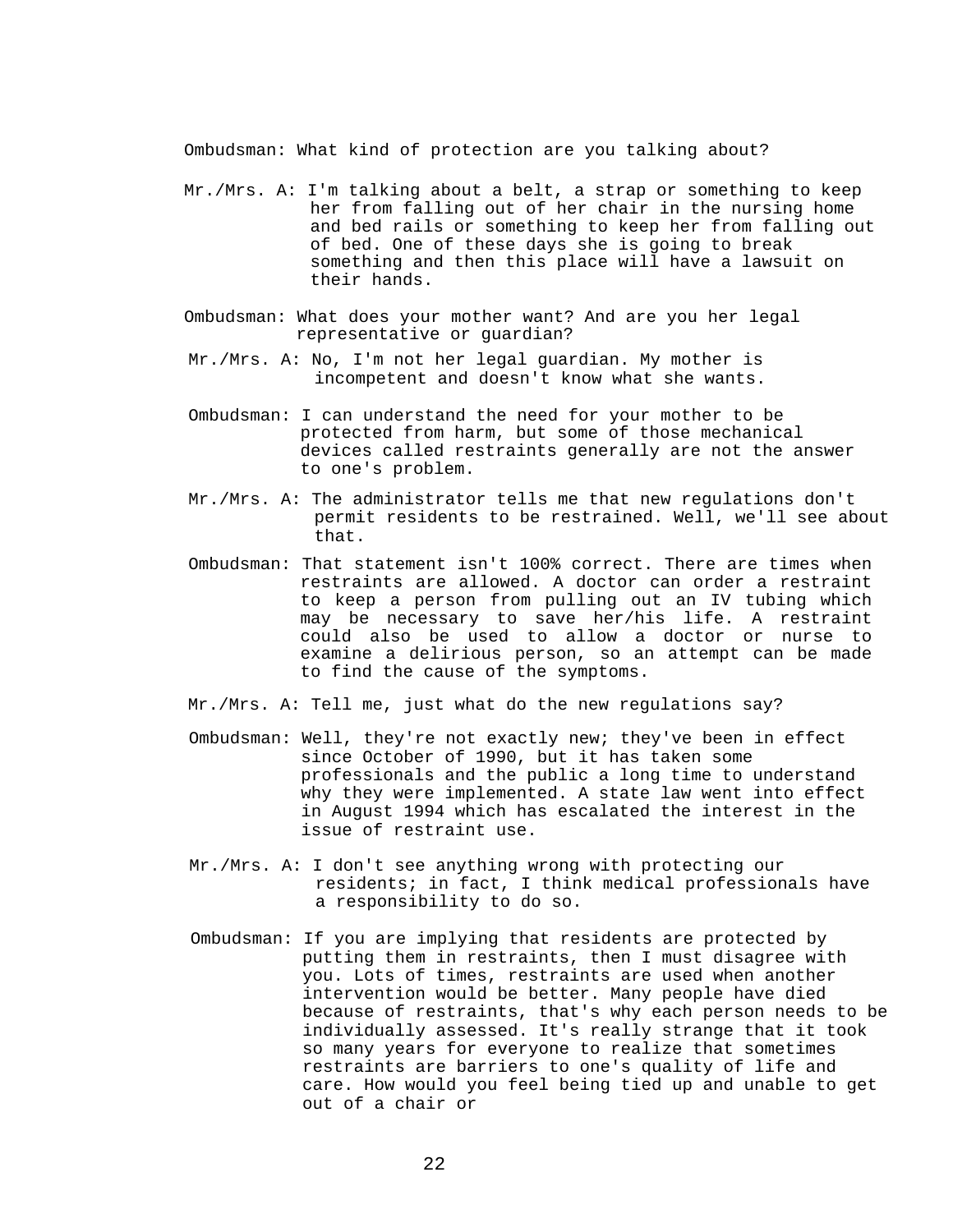Ombudsman: What kind of protection are you talking about?

Mr./Mrs. A: I'm talking about a belt, a strap or something to keep her from falling out of her chair in the nursing home and bed rails or something to keep her from falling out of bed. One of these days she is going to break something and then this place will have a lawsuit on their hands.

Ombudsman: What does your mother want? And are you her legal representative or guardian?

Mr./Mrs. A: No, I'm not her legal guardian. My mother is incompetent and doesn't know what she wants.

Ombudsman: I can understand the need for your mother to be protected from harm, but some of those mechanical devices called restraints generally are not the answer to one's problem.

Mr./Mrs. A: The administrator tells me that new regulations don't permit residents to be restrained. Well, we'll see about that.

Ombudsman: That statement isn't 100% correct. There are times when restraints are allowed. A doctor can order a restraint to keep a person from pulling out an IV tubing which may be necessary to save her/his life. A restraint could also be used to allow a doctor or nurse to examine a delirious person, so an attempt can be made to find the cause of the symptoms.

Mr./Mrs. A: Tell me, just what do the new regulations say?

Ombudsman: Well, they're not exactly new; they've been in effect since October of 1990, but it has taken some professionals and the public a long time to understand why they were implemented. A state law went into effect in August 1994 which has escalated the interest in the issue of restraint use.

Mr./Mrs. A: I don't see anything wrong with protecting our residents; in fact, I think medical professionals have a responsibility to do so.

Ombudsman: If you are implying that residents are protected by putting them in restraints, then I must disagree with you. Lots of times, restraints are used when another intervention would be better. Many people have died because of restraints, that's why each person needs to be individually assessed. It's really strange that it took so many years for everyone to realize that sometimes restraints are barriers to one's quality of life and care. How would you feel being tied up and unable to get out of a chair or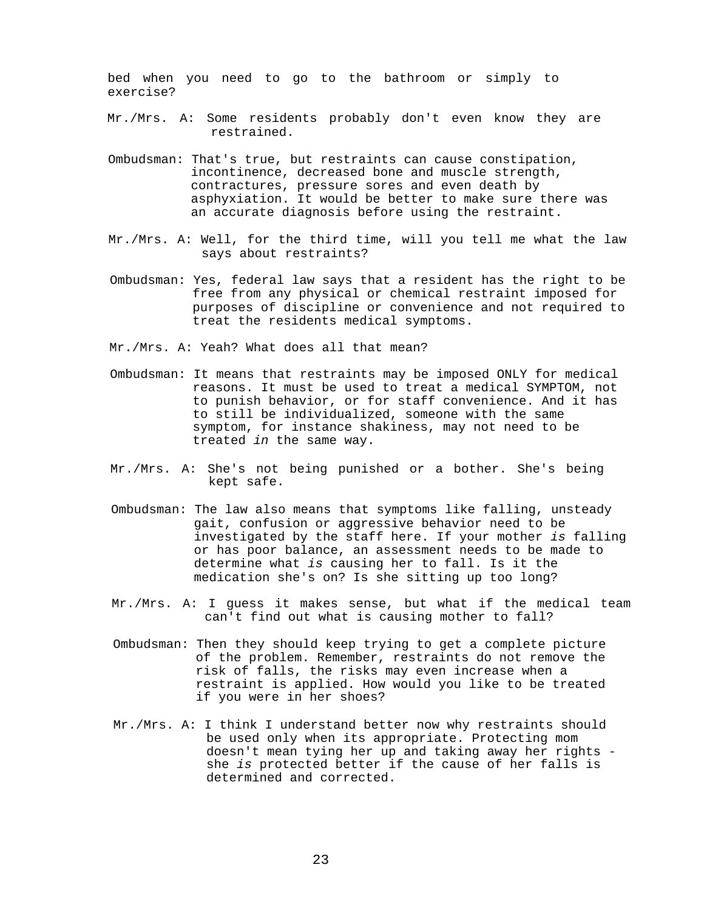bed when you need to go to the bathroom or simply to exercise?

Mr./Mrs. A: Some residents probably don't even know they are restrained.

Ombudsman: That's true, but restraints can cause constipation, incontinence, decreased bone and muscle strength, contractures, pressure sores and even death by asphyxiation. It would be better to make sure there was an accurate diagnosis before using the restraint.

Mr./Mrs. A: Well, for the third time, will you tell me what the law says about restraints?

Ombudsman: Yes, federal law says that a resident has the right to be free from any physical or chemical restraint imposed for purposes of discipline or convenience and not required to treat the residents medical symptoms.

Mr./Mrs. A: Yeah? What does all that mean?

Ombudsman: It means that restraints may be imposed ONLY for medical reasons. It must be used to treat a medical SYMPTOM, not to punish behavior, or for staff convenience. And it has to still be individualized, someone with the same symptom, for instance shakiness, may not need to be treated *in* the same way.

Mr./Mrs. A: She's not being punished or a bother. She's being kept safe.

Ombudsman: The law also means that symptoms like falling, unsteady gait, confusion or aggressive behavior need to be investigated by the staff here. If your mother *is* falling or has poor balance, an assessment needs to be made to determine what *is* causing her to fall. Is it the medication she's on? Is she sitting up too long?

Mr./Mrs. A: I guess it makes sense, but what if the medical team can't find out what is causing mother to fall?

Ombudsman: Then they should keep trying to get a complete picture of the problem. Remember, restraints do not remove the risk of falls, the risks may even increase when a restraint is applied. How would you like to be treated if you were in her shoes?

Mr./Mrs. A: I think I understand better now why restraints should be used only when its appropriate. Protecting mom doesn't mean tying her up and taking away her rights - she *is* protected better if the cause of her falls is determined and corrected.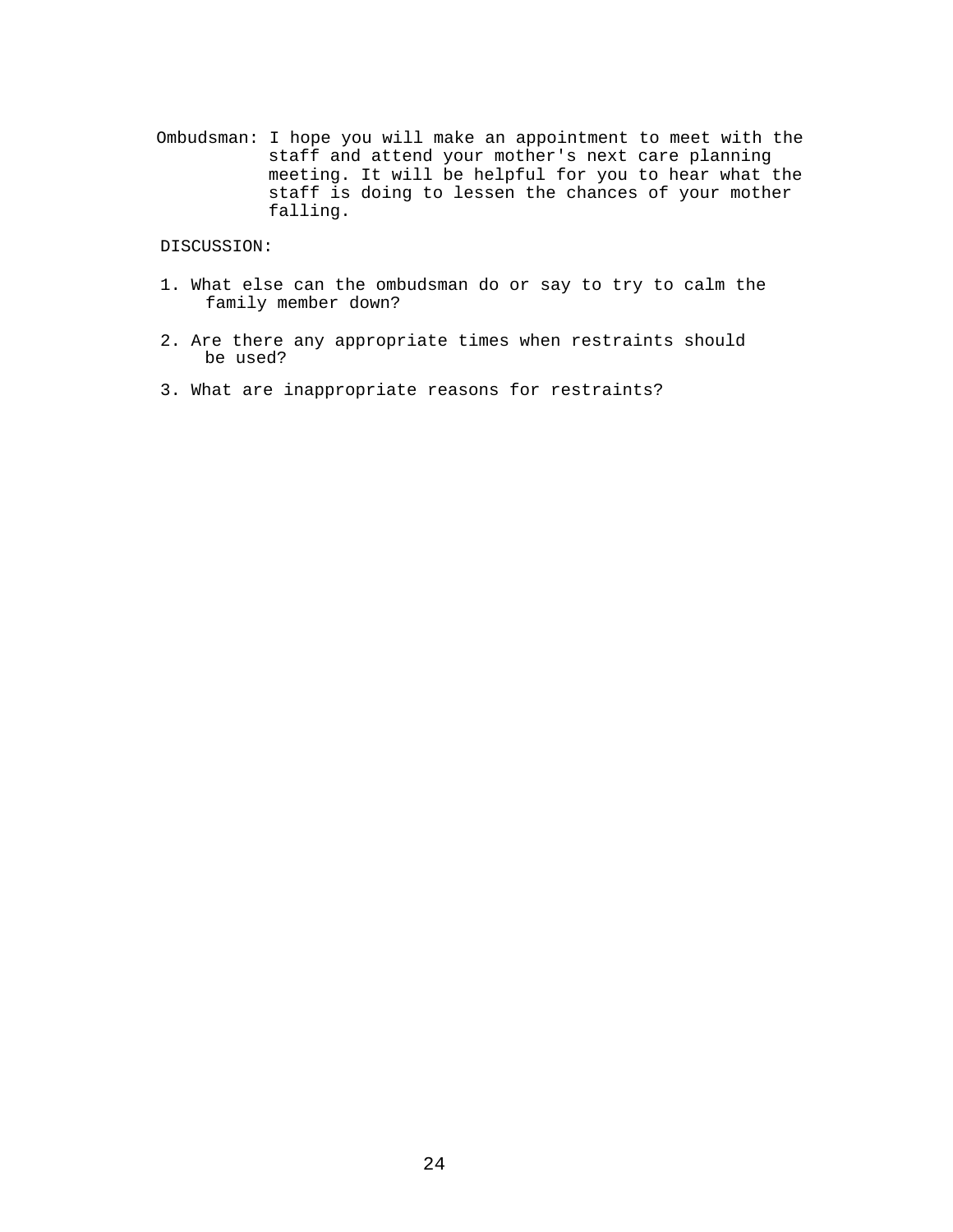Ombudsman: I hope you will make an appointment to meet with the staff and attend your mother's next care planning meeting. It will be helpful for you to hear what the staff is doing to lessen the chances of your mother falling.

DISCUSSION:

1. What else can the ombudsman do or say to try to calm the family member down?

2. Are there any appropriate times when restraints should be used?

3. What are inappropriate reasons for restraints?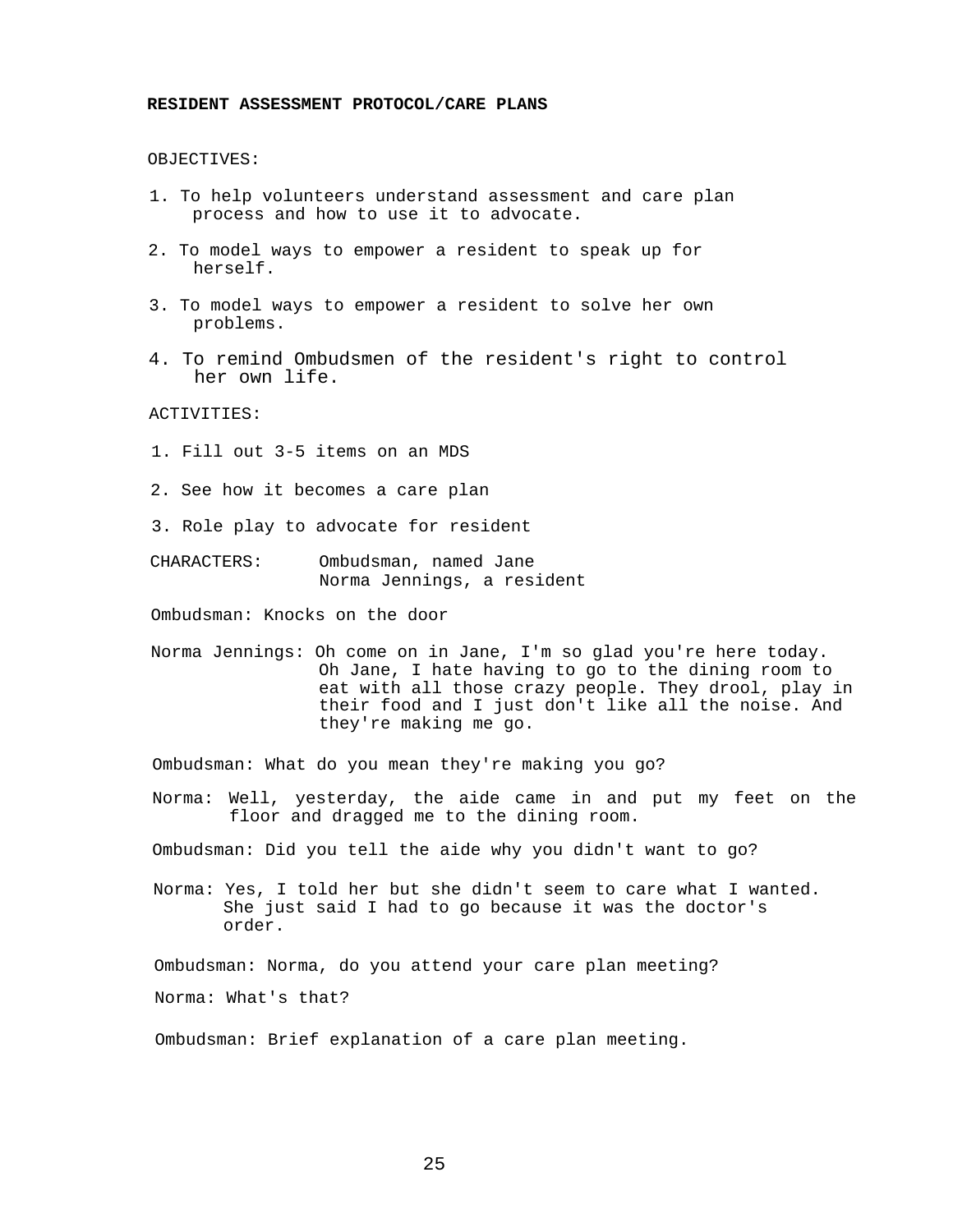## RESIDENT ASSESSMENT PROTOCOL/CARE PLANS

OBJECTIVES:

1. To help volunteers understand assessment and care plan process and how to use it to advocate.
2. To model ways to empower a resident to speak up for herself.
3. To model ways to empower a resident to solve her own problems.
4. To remind Ombudsmen of the resident's right to control her own life.

ACTIVITIES:

1. Fill out 3-5 items on an MDS
2. See how it becomes a care plan
3. Role play to advocate for resident

CHARACTERS: Ombudsman, named Jane
Norma Jennings, a resident

Ombudsman: Knocks on the door

Norma Jennings: Oh come on in Jane, I'm so glad you're here today. Oh Jane, I hate having to go to the dining room to eat with all those crazy people. They drool, play in their food and I just don't like all the noise. And they're making me go.

Ombudsman: What do you mean they're making you go?

Norma: Well, yesterday, the aide came in and put my feet on the floor and dragged me to the dining room.

Ombudsman: Did you tell the aide why you didn't want to go?

Norma: Yes, I told her but she didn't seem to care what I wanted. She just said I had to go because it was the doctor's order.

Ombudsman: Norma, do you attend your care plan meeting?

Norma: What's that?

Ombudsman: Brief explanation of a care plan meeting.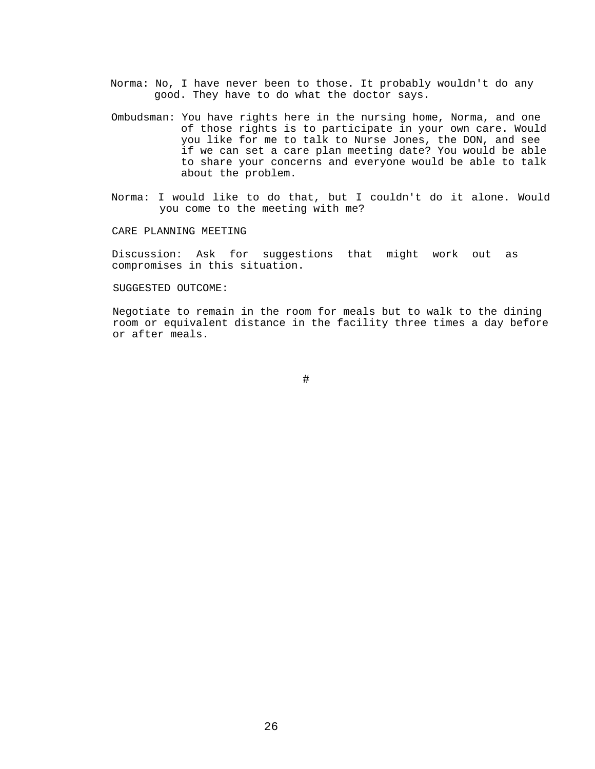Norma: No, I have never been to those. It probably wouldn't do any good. They have to do what the doctor says.

Ombudsman: You have rights here in the nursing home, Norma, and one of those rights is to participate in your own care. Would you like for me to talk to Nurse Jones, the DON, and see if we can set a care plan meeting date? You would be able to share your concerns and everyone would be able to talk about the problem.

Norma: I would like to do that, but I couldn't do it alone. Would you come to the meeting with me?

CARE PLANNING MEETING

Discussion: Ask for suggestions that might work out as compromises in this situation.

SUGGESTED OUTCOME:

Negotiate to remain in the room for meals but to walk to the dining room or equivalent distance in the facility three times a day before or after meals.

#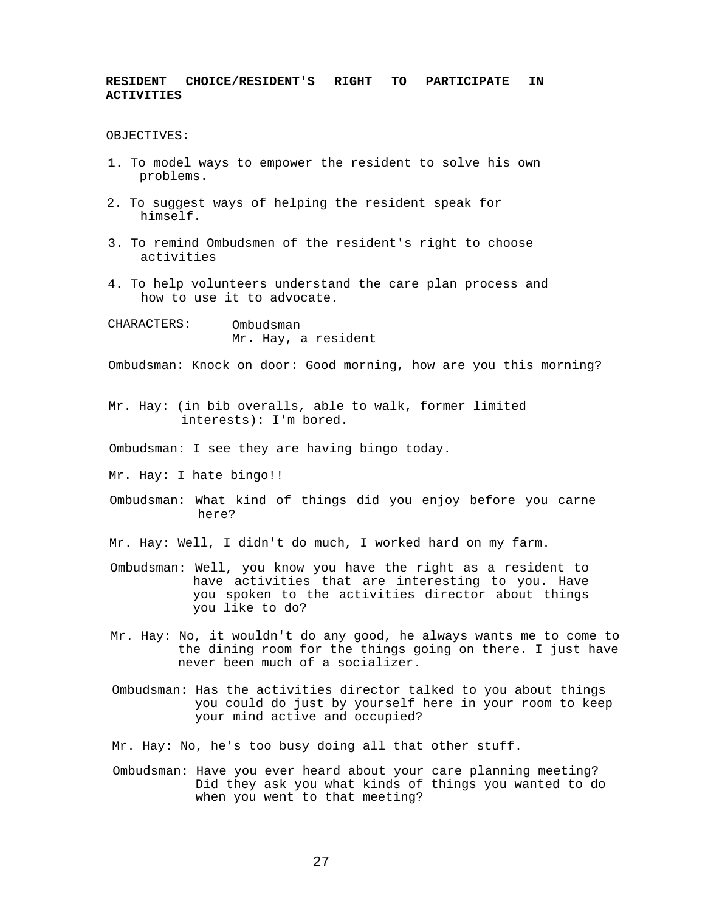**RESIDENT CHOICE/RESIDENT'S RIGHT TO PARTICIPATE IN ACTIVITIES**

OBJECTIVES:

1. To model ways to empower the resident to solve his own problems.

2. To suggest ways of helping the resident speak for himself.

3. To remind Ombudsmen of the resident's right to choose activities

4. To help volunteers understand the care plan process and how to use it to advocate.

CHARACTERS: Ombudsman
Mr. Hay, a resident

Ombudsman: Knock on door: Good morning, how are you this morning?

Mr. Hay: (in bib overalls, able to walk, former limited interests): I'm bored.

Ombudsman: I see they are having bingo today.

Mr. Hay: I hate bingo!!

Ombudsman: What kind of things did you enjoy before you carne here?

Mr. Hay: Well, I didn't do much, I worked hard on my farm.

Ombudsman: Well, you know you have the right as a resident to have activities that are interesting to you. Have you spoken to the activities director about things you like to do?

Mr. Hay: No, it wouldn't do any good, he always wants me to come to the dining room for the things going on there. I just have never been much of a socializer.

Ombudsman: Has the activities director talked to you about things you could do just by yourself here in your room to keep your mind active and occupied?

Mr. Hay: No, he's too busy doing all that other stuff.

Ombudsman: Have you ever heard about your care planning meeting? Did they ask you what kinds of things you wanted to do when you went to that meeting?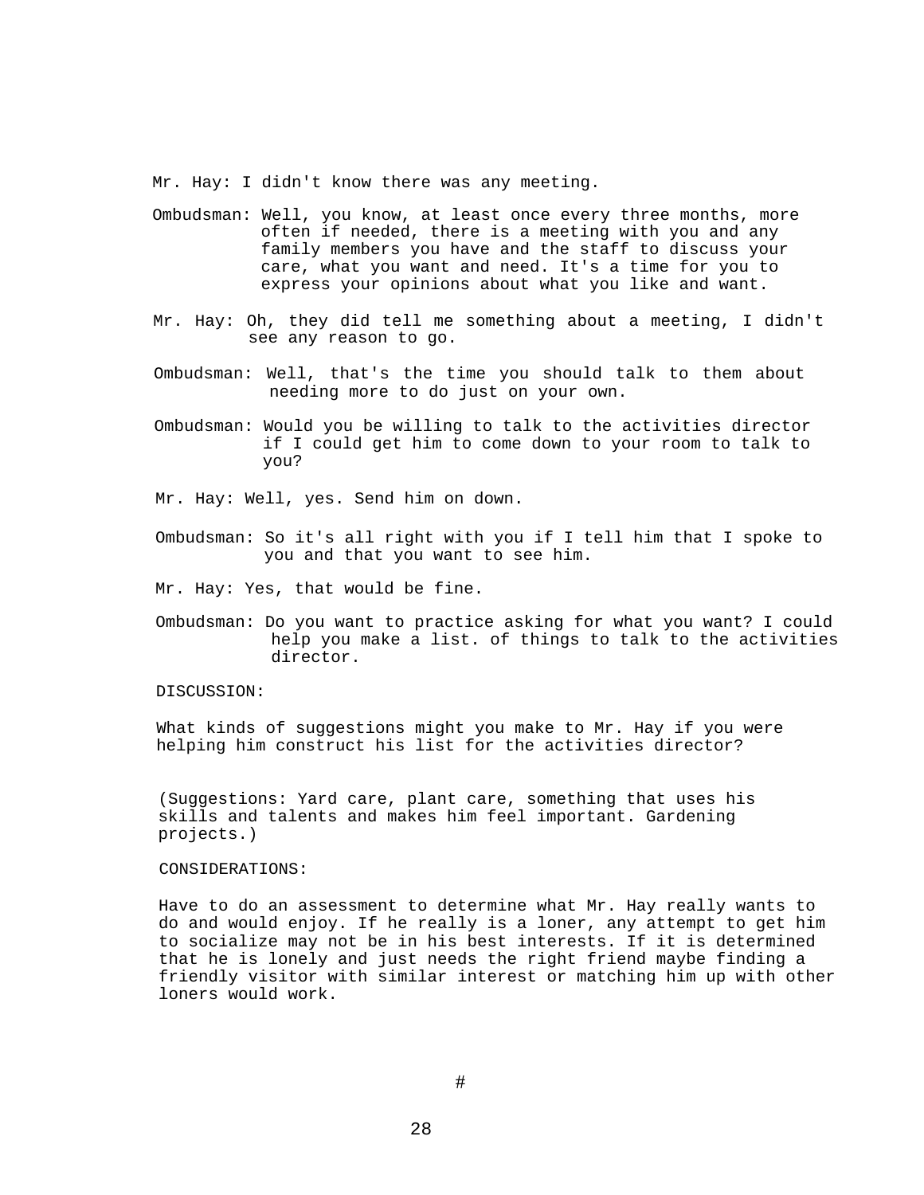Mr. Hay: I didn't know there was any meeting.

Ombudsman: Well, you know, at least once every three months, more often if needed, there is a meeting with you and any family members you have and the staff to discuss your care, what you want and need. It's a time for you to express your opinions about what you like and want.

Mr. Hay: Oh, they did tell me something about a meeting, I didn't see any reason to go.

Ombudsman: Well, that's the time you should talk to them about needing more to do just on your own.

Ombudsman: Would you be willing to talk to the activities director if I could get him to come down to your room to talk to you?

Mr. Hay: Well, yes. Send him on down.

Ombudsman: So it's all right with you if I tell him that I spoke to you and that you want to see him.

Mr. Hay: Yes, that would be fine.

Ombudsman: Do you want to practice asking for what you want? I could help you make a list. of things to talk to the activities director.

DISCUSSION:

What kinds of suggestions might you make to Mr. Hay if you were helping him construct his list for the activities director?

(Suggestions: Yard care, plant care, something that uses his skills and talents and makes him feel important. Gardening projects.)

CONSIDERATIONS:

Have to do an assessment to determine what Mr. Hay really wants to do and would enjoy. If he really is a loner, any attempt to get him to socialize may not be in his best interests. If it is determined that he is lonely and just needs the right friend maybe finding a friendly visitor with similar interest or matching him up with other loners would work.

#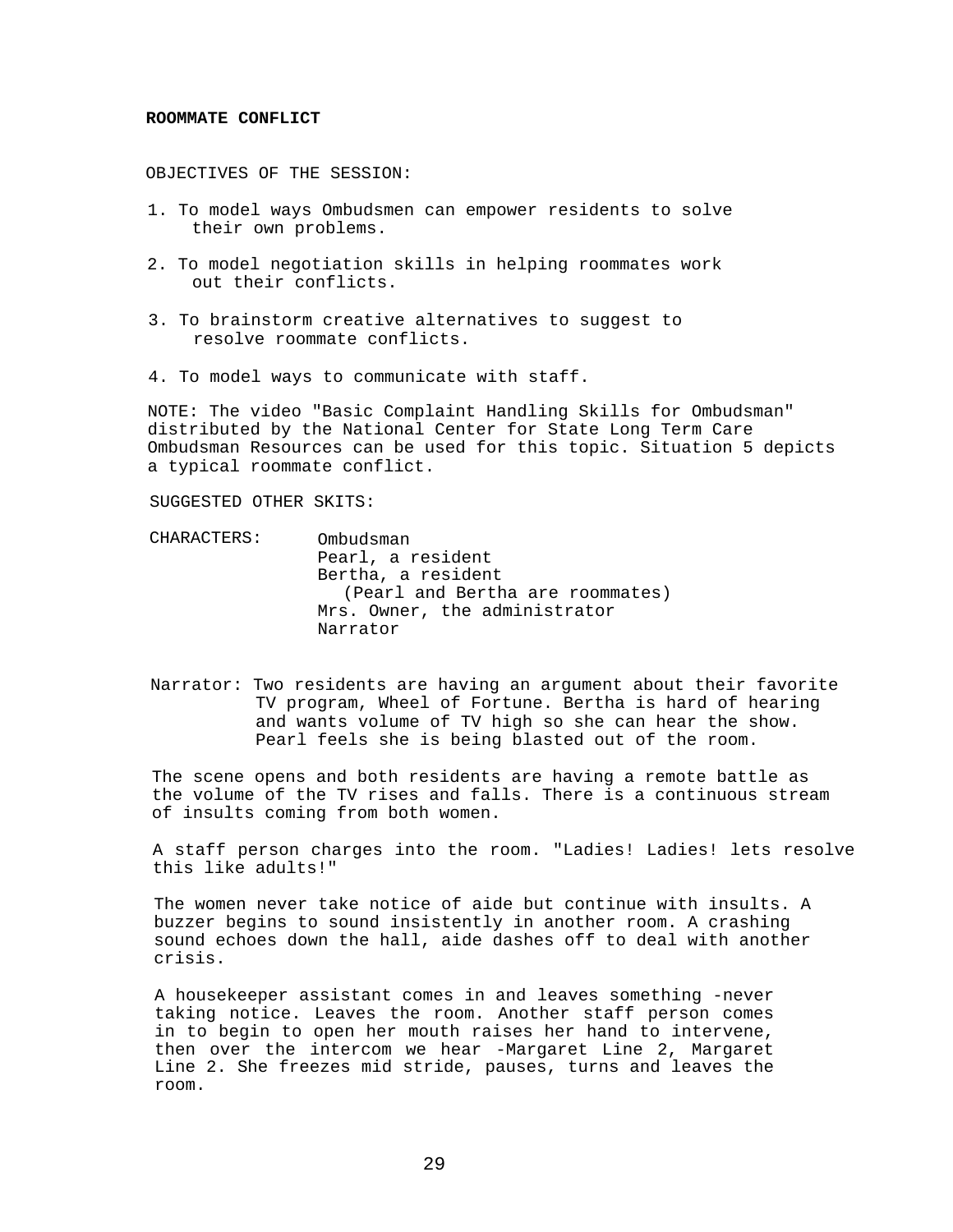**ROOMMATE CONFLICT**

OBJECTIVES OF THE SESSION:

1. To model ways Ombudsmen can empower residents to solve their own problems.

2. To model negotiation skills in helping roommates work out their conflicts.

3. To brainstorm creative alternatives to suggest to resolve roommate conflicts.

4. To model ways to communicate with staff.

NOTE: The video "Basic Complaint Handling Skills for Ombudsman" distributed by the National Center for State Long Term Care Ombudsman Resources can be used for this topic. Situation 5 depicts a typical roommate conflict.

SUGGESTED OTHER SKITS:

CHARACTERS:
Ombudsman
Pearl, a resident
Bertha, a resident
(Pearl and Bertha are roommates)
Mrs. Owner, the administrator
Narrator

Narrator: Two residents are having an argument about their favorite TV program, Wheel of Fortune. Bertha is hard of hearing and wants volume of TV high so she can hear the show. Pearl feels she is being blasted out of the room.

The scene opens and both residents are having a remote battle as the volume of the TV rises and falls. There is a continuous stream of insults coming from both women.

A staff person charges into the room. "Ladies! Ladies! lets resolve this like adults!"

The women never take notice of aide but continue with insults. A buzzer begins to sound insistently in another room. A crashing sound echoes down the hall, aide dashes off to deal with another crisis.

A housekeeper assistant comes in and leaves something -never taking notice. Leaves the room. Another staff person comes in to begin to open her mouth raises her hand to intervene, then over the intercom we hear -Margaret Line 2, Margaret Line 2. She freezes mid stride, pauses, turns and leaves the room.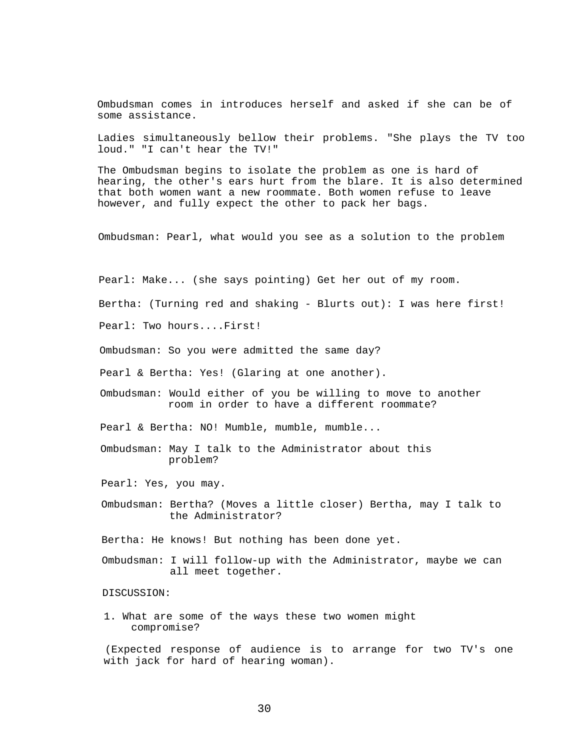Ombudsman comes in introduces herself and asked if she can be of some assistance.

Ladies simultaneously bellow their problems. "She plays the TV too loud." "I can't hear the TV!"

The Ombudsman begins to isolate the problem as one is hard of hearing, the other's ears hurt from the blare. It is also determined that both women want a new roommate. Both women refuse to leave however, and fully expect the other to pack her bags.

Ombudsman: Pearl, what would you see as a solution to the problem

Pearl: Make... (she says pointing) Get her out of my room.

Bertha: (Turning red and shaking - Blurts out): I was here first!

Pearl: Two hours....First!

Ombudsman: So you were admitted the same day?

Pearl & Bertha: Yes! (Glaring at one another).

Ombudsman: Would either of you be willing to move to another room in order to have a different roommate?

Pearl & Bertha: NO! Mumble, mumble, mumble...

Ombudsman: May I talk to the Administrator about this problem?

Pearl: Yes, you may.

Ombudsman: Bertha? (Moves a little closer) Bertha, may I talk to the Administrator?

Bertha: He knows! But nothing has been done yet.

Ombudsman: I will follow-up with the Administrator, maybe we can all meet together.

DISCUSSION:

1. What are some of the ways these two women might compromise?

(Expected response of audience is to arrange for two TV's one with jack for hard of hearing woman).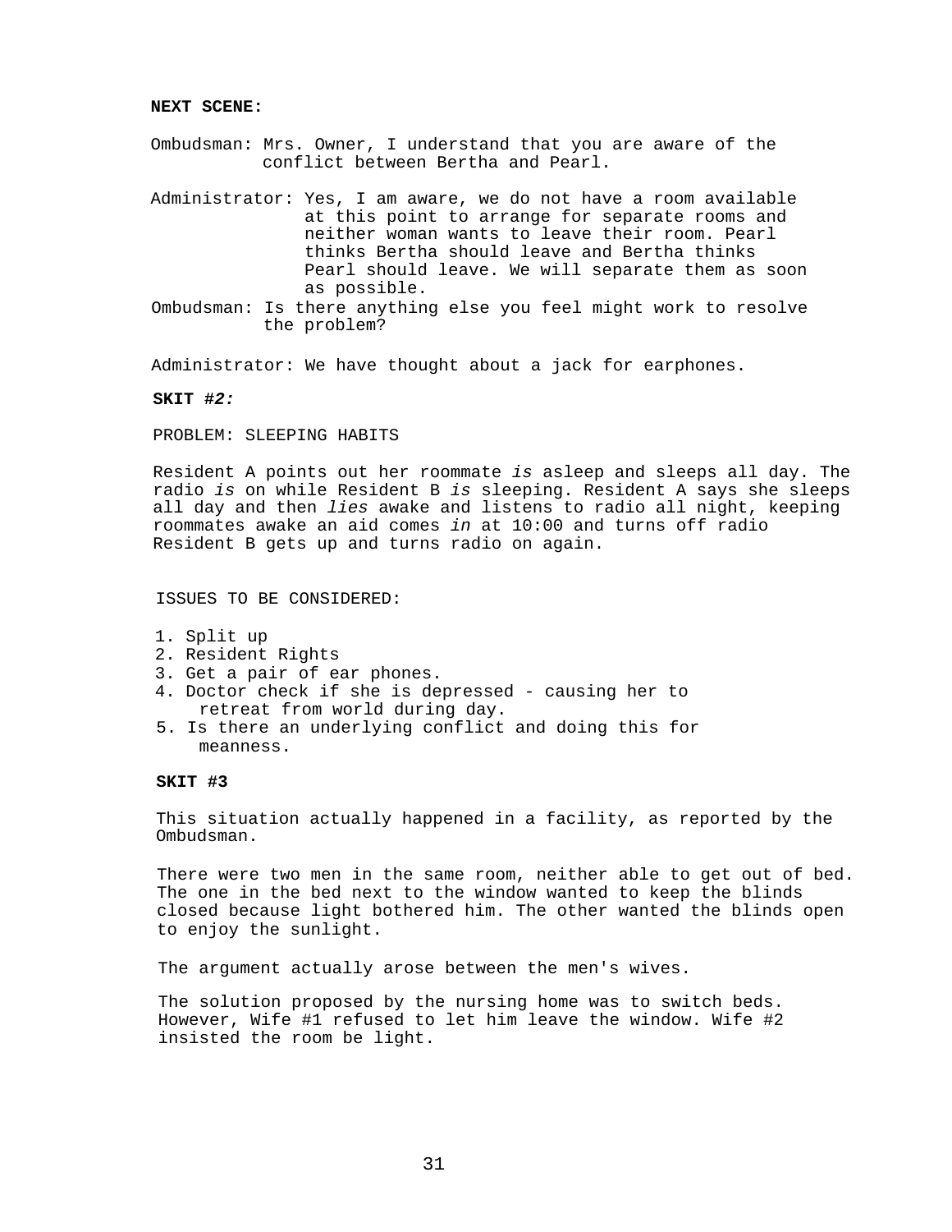**NEXT SCENE:**

Ombudsman: Mrs. Owner, I understand that you are aware of the conflict between Bertha and Pearl.

Administrator: Yes, I am aware, we do not have a room available at this point to arrange for separate rooms and neither woman wants to leave their room. Pearl thinks Bertha should leave and Bertha thinks Pearl should leave. We will separate them as soon as possible.

Ombudsman: Is there anything else you feel might work to resolve the problem?

Administrator: We have thought about a jack for earphones.

**SKIT #*2:***

PROBLEM: SLEEPING HABITS

Resident A points out her roommate *is* asleep and sleeps all day. The radio *is* on while Resident B *is* sleeping. Resident A says she sleeps all day and then *lies* awake and listens to radio all night, keeping roommates awake an aid comes *in* at 10:00 and turns off radio Resident B gets up and turns radio on again.

ISSUES TO BE CONSIDERED:

1. Split up
2. Resident Rights
3. Get a pair of ear phones.
4. Doctor check if she is depressed - causing her to retreat from world during day.
5. Is there an underlying conflict and doing this for meanness.

**SKIT #3**

This situation actually happened in a facility, as reported by the Ombudsman.

There were two men in the same room, neither able to get out of bed. The one in the bed next to the window wanted to keep the blinds closed because light bothered him. The other wanted the blinds open to enjoy the sunlight.

The argument actually arose between the men's wives.

The solution proposed by the nursing home was to switch beds. However, Wife #1 refused to let him leave the window. Wife #2 insisted the room be light.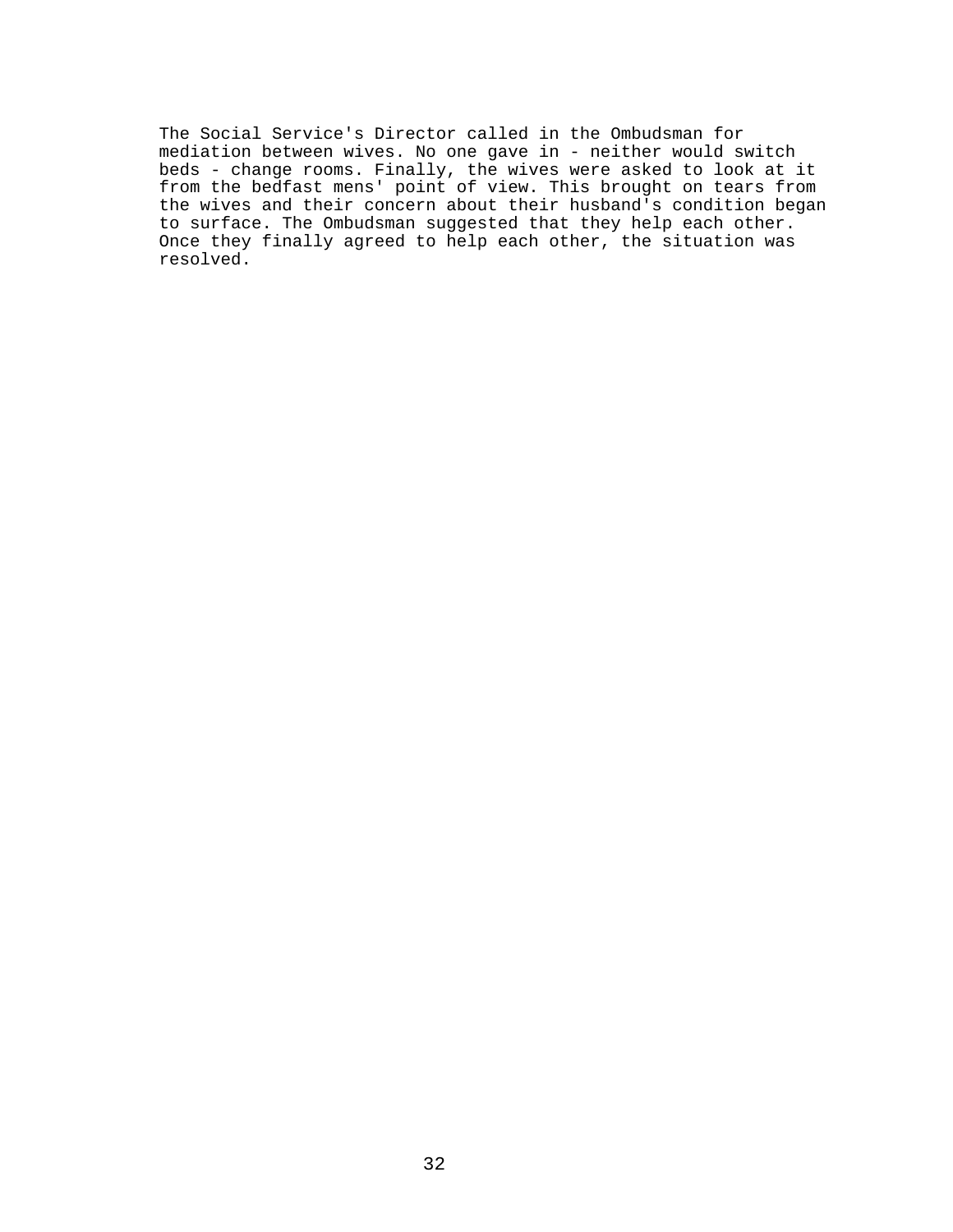The Social Service's Director called in the Ombudsman for mediation between wives. No one gave in - neither would switch beds - change rooms. Finally, the wives were asked to look at it from the bedfast mens' point of view. This brought on tears from the wives and their concern about their husband's condition began to surface. The Ombudsman suggested that they help each other. Once they finally agreed to help each other, the situation was resolved.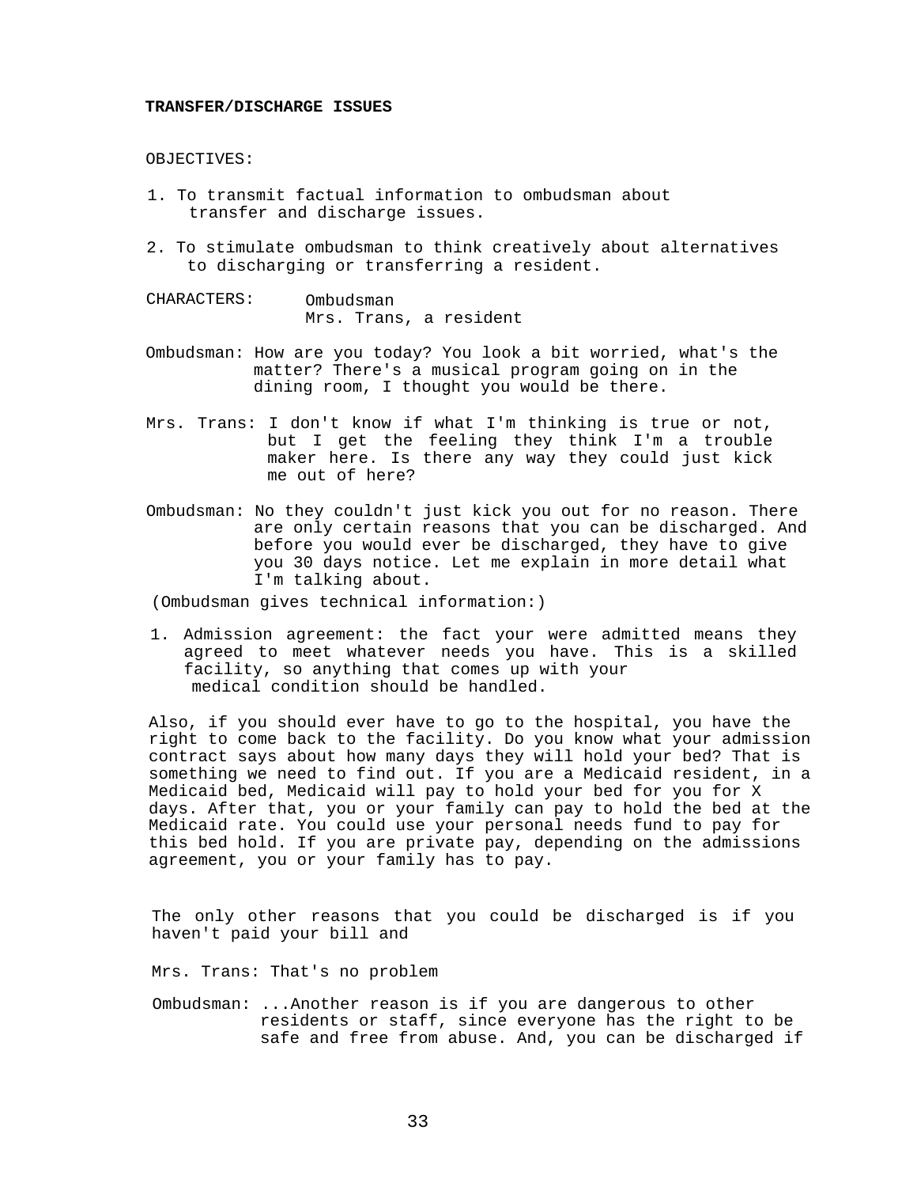**TRANSFER/DISCHARGE ISSUES**

OBJECTIVES:

1. To transmit factual information to ombudsman about transfer and discharge issues.
2. To stimulate ombudsman to think creatively about alternatives to discharging or transferring a resident.

CHARACTERS: Ombudsman
Mrs. Trans, a resident

Ombudsman: How are you today? You look a bit worried, what's the matter? There's a musical program going on in the dining room, I thought you would be there.

Mrs. Trans: I don't know if what I'm thinking is true or not, but I get the feeling they think I'm a trouble maker here. Is there any way they could just kick me out of here?

Ombudsman: No they couldn't just kick you out for no reason. There are only certain reasons that you can be discharged. And before you would ever be discharged, they have to give you 30 days notice. Let me explain in more detail what I'm talking about.

(Ombudsman gives technical information:)

1. Admission agreement: the fact your were admitted means they agreed to meet whatever needs you have. This is a skilled facility, so anything that comes up with your medical condition should be handled.

Also, if you should ever have to go to the hospital, you have the right to come back to the facility. Do you know what your admission contract says about how many days they will hold your bed? That is something we need to find out. If you are a Medicaid resident, in a Medicaid bed, Medicaid will pay to hold your bed for you for X days. After that, you or your family can pay to hold the bed at the Medicaid rate. You could use your personal needs fund to pay for this bed hold. If you are private pay, depending on the admissions agreement, you or your family has to pay.

The only other reasons that you could be discharged is if you haven't paid your bill and

Mrs. Trans: That's no problem

Ombudsman: ...Another reason is if you are dangerous to other residents or staff, since everyone has the right to be safe and free from abuse. And, you can be discharged if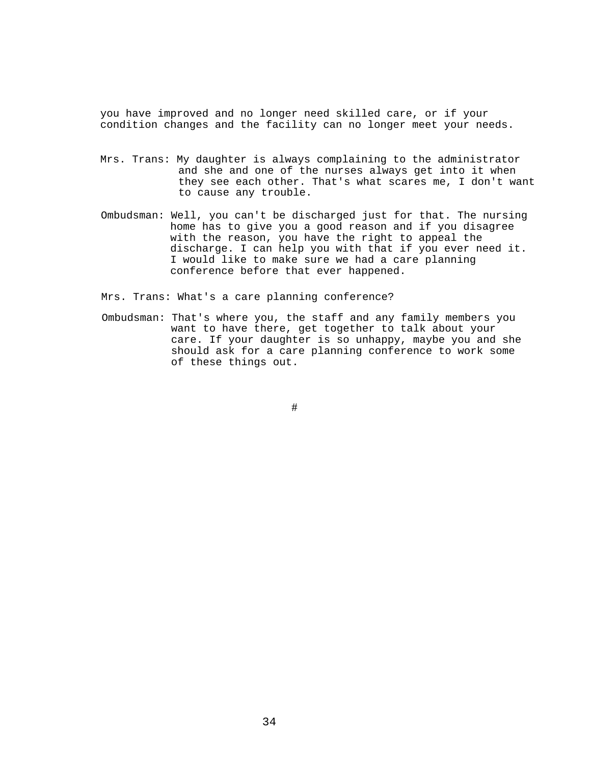you have improved and no longer need skilled care, or if your condition changes and the facility can no longer meet your needs.

Mrs. Trans: My daughter is always complaining to the administrator and she and one of the nurses always get into it when they see each other. That's what scares me, I don't want to cause any trouble.

Ombudsman: Well, you can't be discharged just for that. The nursing home has to give you a good reason and if you disagree with the reason, you have the right to appeal the discharge. I can help you with that if you ever need it. I would like to make sure we had a care planning conference before that ever happened.

Mrs. Trans: What's a care planning conference?

Ombudsman: That's where you, the staff and any family members you want to have there, get together to talk about your care. If your daughter is so unhappy, maybe you and she should ask for a care planning conference to work some of these things out.

#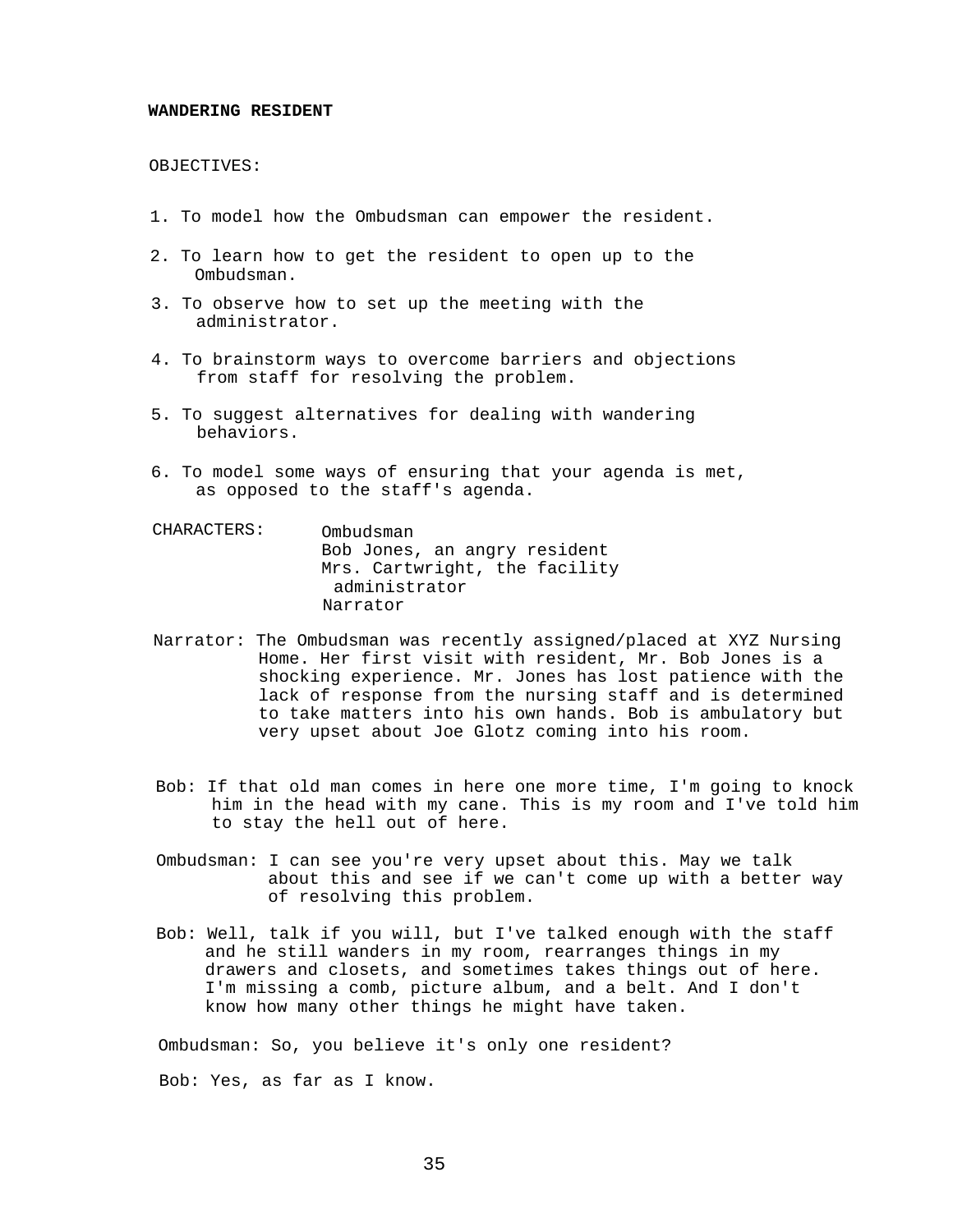**WANDERING RESIDENT**

OBJECTIVES:

1. To model how the Ombudsman can empower the resident.
2. To learn how to get the resident to open up to the Ombudsman.
3. To observe how to set up the meeting with the administrator.
4. To brainstorm ways to overcome barriers and objections from staff for resolving the problem.
5. To suggest alternatives for dealing with wandering behaviors.
6. To model some ways of ensuring that your agenda is met, as opposed to the staff's agenda.

CHARACTERS:
Ombudsman
Bob Jones, an angry resident
Mrs. Cartwright, the facility administrator
Narrator

Narrator: The Ombudsman was recently assigned/placed at XYZ Nursing Home. Her first visit with resident, Mr. Bob Jones is a shocking experience. Mr. Jones has lost patience with the lack of response from the nursing staff and is determined to take matters into his own hands. Bob is ambulatory but very upset about Joe Glotz coming into his room.

Bob: If that old man comes in here one more time, I'm going to knock him in the head with my cane. This is my room and I've told him to stay the hell out of here.

Ombudsman: I can see you're very upset about this. May we talk about this and see if we can't come up with a better way of resolving this problem.

Bob: Well, talk if you will, but I've talked enough with the staff and he still wanders in my room, rearranges things in my drawers and closets, and sometimes takes things out of here. I'm missing a comb, picture album, and a belt. And I don't know how many other things he might have taken.

Ombudsman: So, you believe it's only one resident?

Bob: Yes, as far as I know.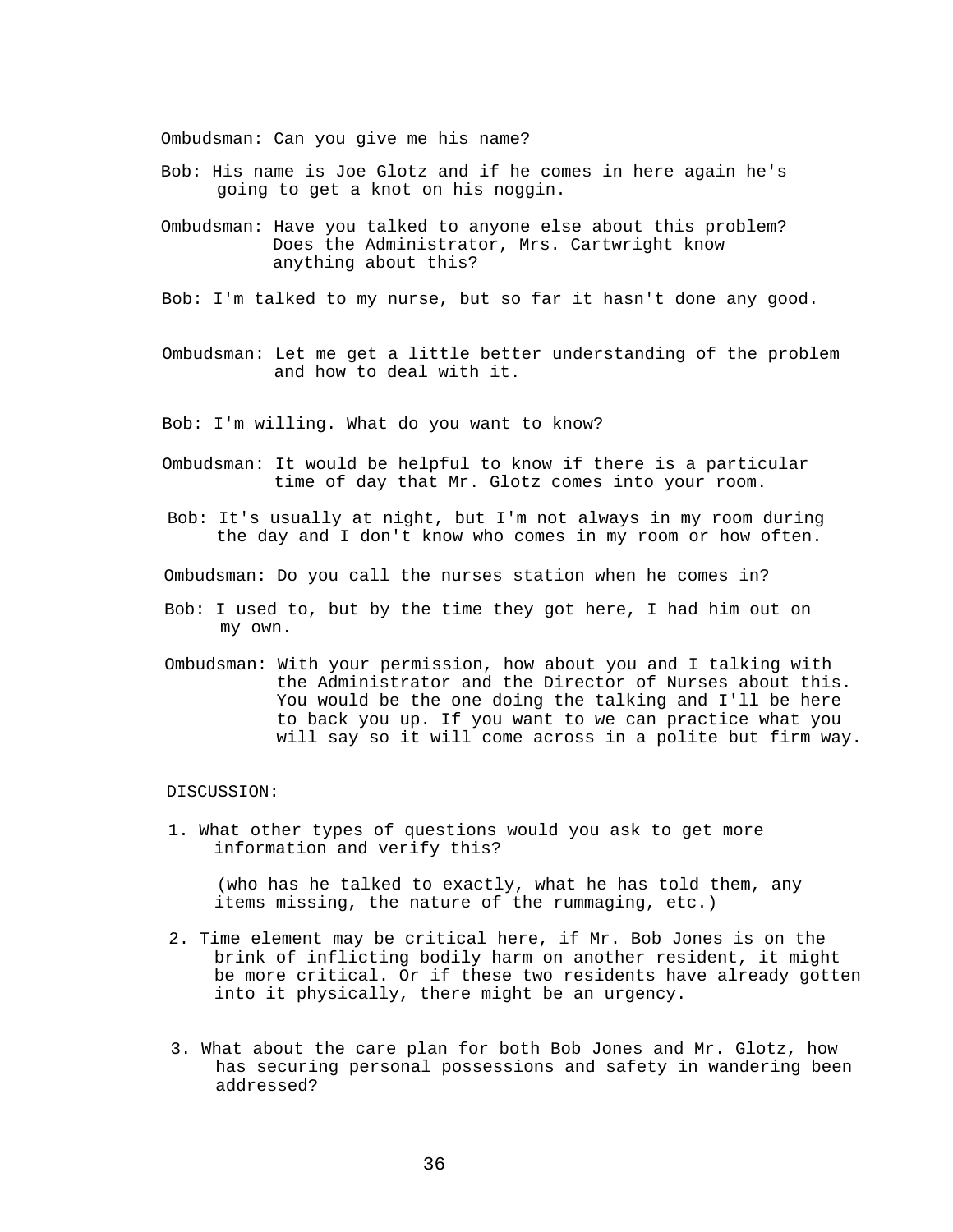Ombudsman: Can you give me his name?

Bob: His name is Joe Glotz and if he comes in here again he's going to get a knot on his noggin.

Ombudsman: Have you talked to anyone else about this problem? Does the Administrator, Mrs. Cartwright know anything about this?

Bob: I'm talked to my nurse, but so far it hasn't done any good.

Ombudsman: Let me get a little better understanding of the problem and how to deal with it.

Bob: I'm willing. What do you want to know?

Ombudsman: It would be helpful to know if there is a particular time of day that Mr. Glotz comes into your room.

Bob: It's usually at night, but I'm not always in my room during the day and I don't know who comes in my room or how often.

Ombudsman: Do you call the nurses station when he comes in?

Bob: I used to, but by the time they got here, I had him out on my own.

Ombudsman: With your permission, how about you and I talking with the Administrator and the Director of Nurses about this. You would be the one doing the talking and I'll be here to back you up. If you want to we can practice what you will say so it will come across in a polite but firm way.

DISCUSSION:

1. What other types of questions would you ask to get more information and verify this?

   (who has he talked to exactly, what he has told them, any items missing, the nature of the rummaging, etc.)

2. Time element may be critical here, if Mr. Bob Jones is on the brink of inflicting bodily harm on another resident, it might be more critical. Or if these two residents have already gotten into it physically, there might be an urgency.

3. What about the care plan for both Bob Jones and Mr. Glotz, how has securing personal possessions and safety in wandering been addressed?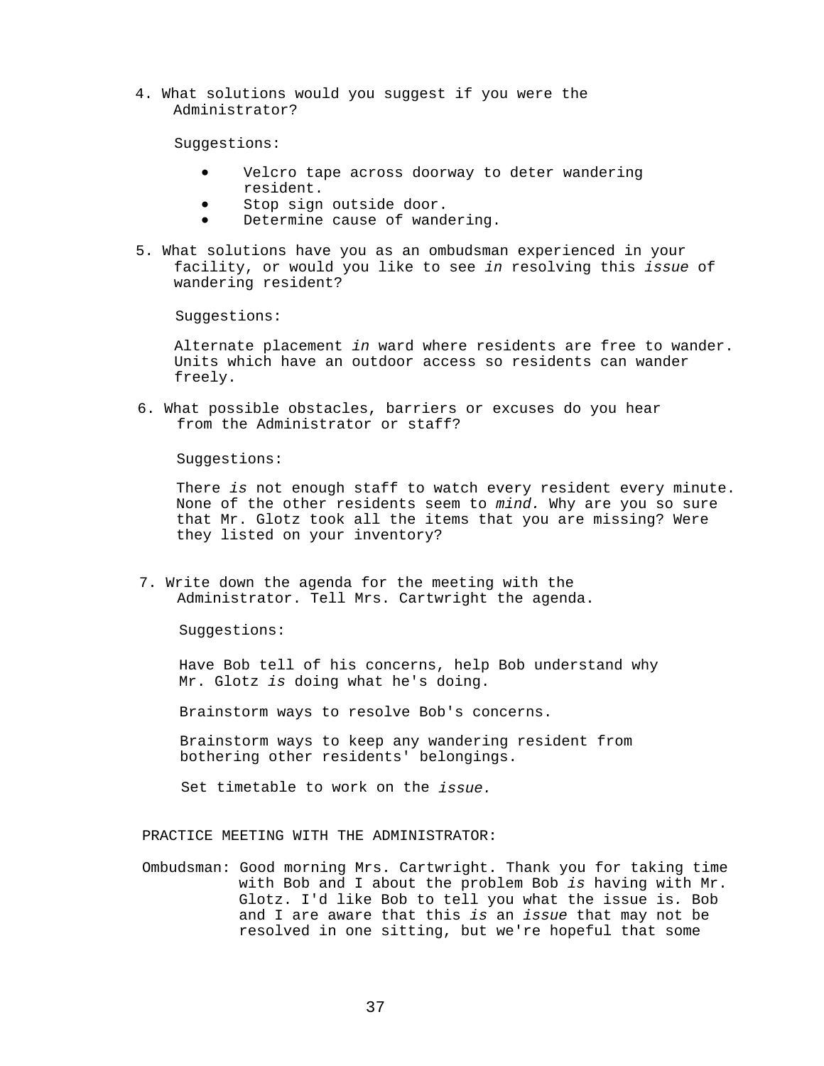4. What solutions would you suggest if you were the Administrator?

   Suggestions:

   - Velcro tape across doorway to deter wandering resident.
   - Stop sign outside door.
   - Determine cause of wandering.

5. What solutions have you as an ombudsman experienced in your facility, or would you like to see *in* resolving this *issue* of wandering resident?

   Suggestions:

   Alternate placement *in* ward where residents are free to wander. Units which have an outdoor access so residents can wander freely.

6. What possible obstacles, barriers or excuses do you hear from the Administrator or staff?

   Suggestions:

   There *is* not enough staff to watch every resident every minute. None of the other residents seem to *mind.* Why are you so sure that Mr. Glotz took all the items that you are missing? Were they listed on your inventory?

7. Write down the agenda for the meeting with the Administrator. Tell Mrs. Cartwright the agenda.

   Suggestions:

   Have Bob tell of his concerns, help Bob understand why Mr. Glotz *is* doing what he's doing.

   Brainstorm ways to resolve Bob's concerns.

   Brainstorm ways to keep any wandering resident from bothering other residents' belongings.

   Set timetable to work on the *issue.*

PRACTICE MEETING WITH THE ADMINISTRATOR:

Ombudsman: Good morning Mrs. Cartwright. Thank you for taking time with Bob and I about the problem Bob *is* having with Mr. Glotz. I'd like Bob to tell you what the issue is. Bob and I are aware that this *is* an *issue* that may not be resolved in one sitting, but we're hopeful that some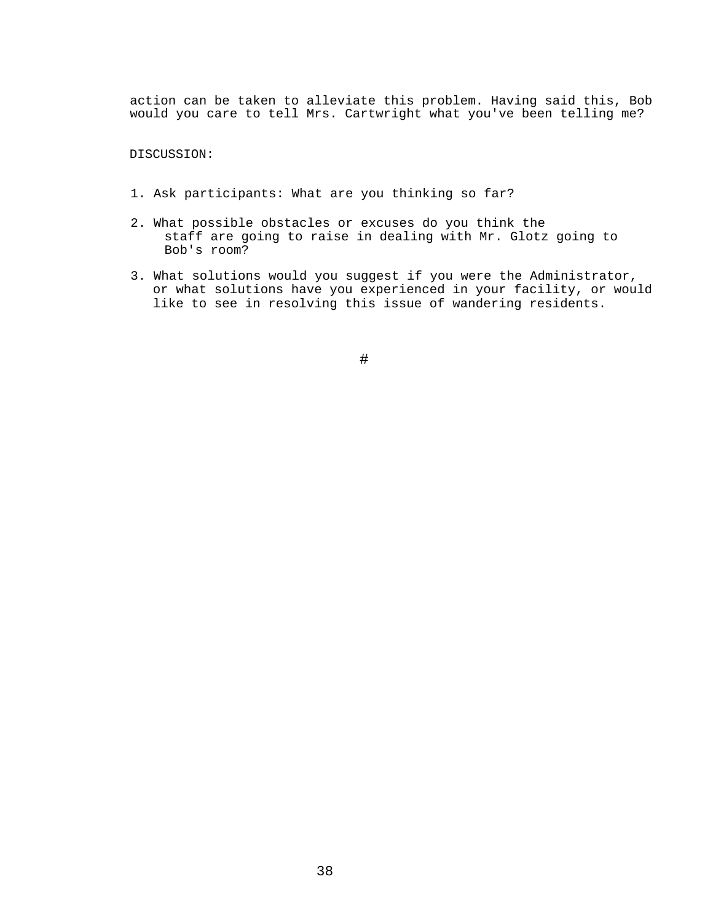action can be taken to alleviate this problem. Having said this, Bob would you care to tell Mrs. Cartwright what you've been telling me?

DISCUSSION:

1. Ask participants: What are you thinking so far?
2. What possible obstacles or excuses do you think the staff are going to raise in dealing with Mr. Glotz going to Bob's room?
3. What solutions would you suggest if you were the Administrator, or what solutions have you experienced in your facility, or would like to see in resolving this issue of wandering residents.

#